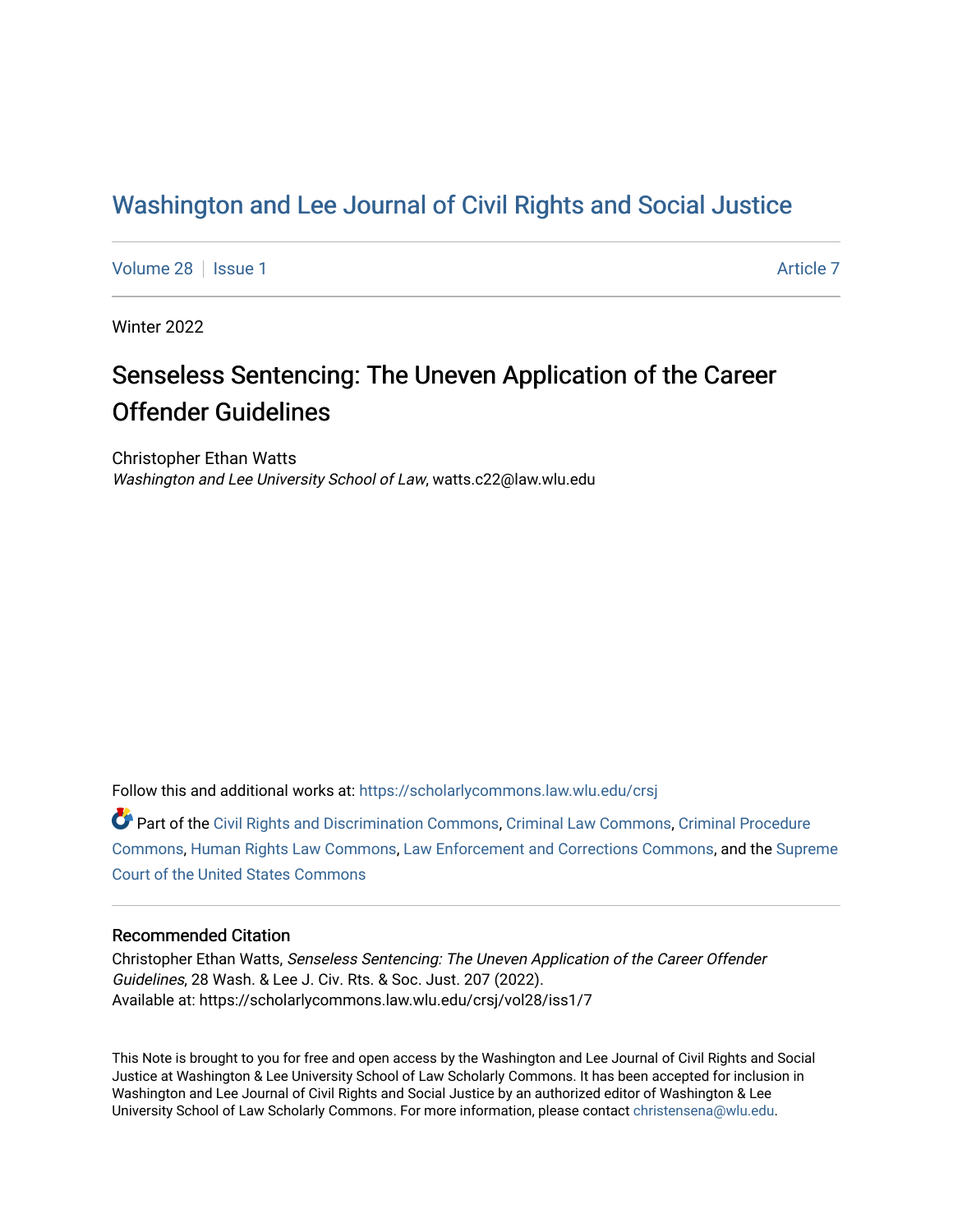# Washington and Lee Journal of Civil Rights and Social Justice

Volume 28 | Issue 1 | Article 7

Winter 2022

## Senseless Sentencing: The Uneven Application of the Career Offender Guidelines

Christopher Ethan Watts
*Washington and Lee University School of Law*, watts.c22@law.wlu.edu

Follow this and additional works at: https://scholarlycommons.law.wlu.edu/crsj

Part of the Civil Rights and Discrimination Commons, Criminal Law Commons, Criminal Procedure Commons, Human Rights Law Commons, Law Enforcement and Corrections Commons, and the Supreme Court of the United States Commons

### Recommended Citation

Christopher Ethan Watts, *Senseless Sentencing: The Uneven Application of the Career Offender Guidelines*, 28 Wash. & Lee J. Civ. Rts. & Soc. Just. 207 (2022).
Available at: https://scholarlycommons.law.wlu.edu/crsj/vol28/iss1/7

This Note is brought to you for free and open access by the Washington and Lee Journal of Civil Rights and Social Justice at Washington & Lee University School of Law Scholarly Commons. It has been accepted for inclusion in Washington and Lee Journal of Civil Rights and Social Justice by an authorized editor of Washington & Lee University School of Law Scholarly Commons. For more information, please contact christensena@wlu.edu.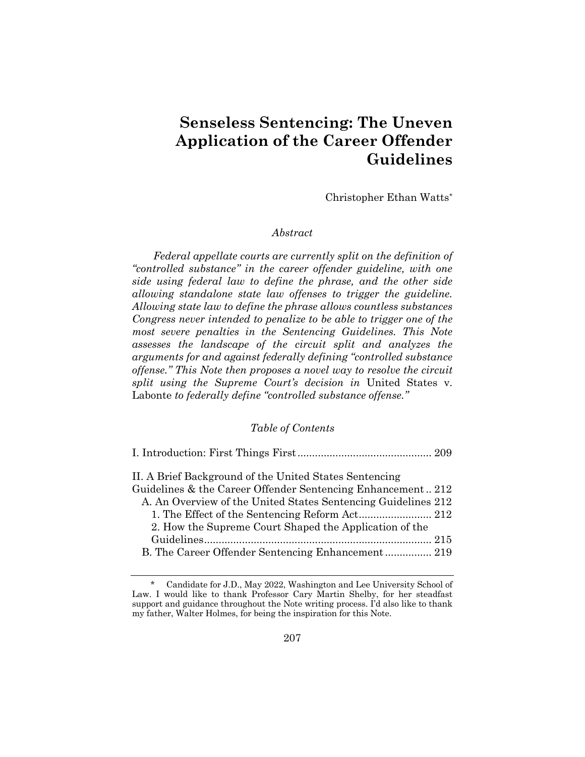# Senseless Sentencing: The Uneven Application of the Career Offender Guidelines

Christopher Ethan Watts*

*Abstract*

*Federal appellate courts are currently split on the definition of "controlled substance" in the career offender guideline, with one side using federal law to define the phrase, and the other side allowing standalone state law offenses to trigger the guideline. Allowing state law to define the phrase allows countless substances Congress never intended to penalize to be able to trigger one of the most severe penalties in the Sentencing Guidelines. This Note assesses the landscape of the circuit split and analyzes the arguments for and against federally defining "controlled substance offense." This Note then proposes a novel way to resolve the circuit split using the Supreme Court's decision in* United States v. Labonte *to federally define "controlled substance offense."*

*Table of Contents*

I. Introduction: First Things First .............................................. 209

II. A Brief Background of the United States Sentencing Guidelines & the Career Offender Sentencing Enhancement .. 212
- A. An Overview of the United States Sentencing Guidelines 212
  - 1. The Effect of the Sentencing Reform Act ......................... 212
  - 2. How the Supreme Court Shaped the Application of the Guidelines ............................................................................ 215
- B. The Career Offender Sentencing Enhancement ................ 219

\* Candidate for J.D., May 2022, Washington and Lee University School of Law. I would like to thank Professor Cary Martin Shelby, for her steadfast support and guidance throughout the Note writing process. I'd also like to thank my father, Walter Holmes, for being the inspiration for this Note.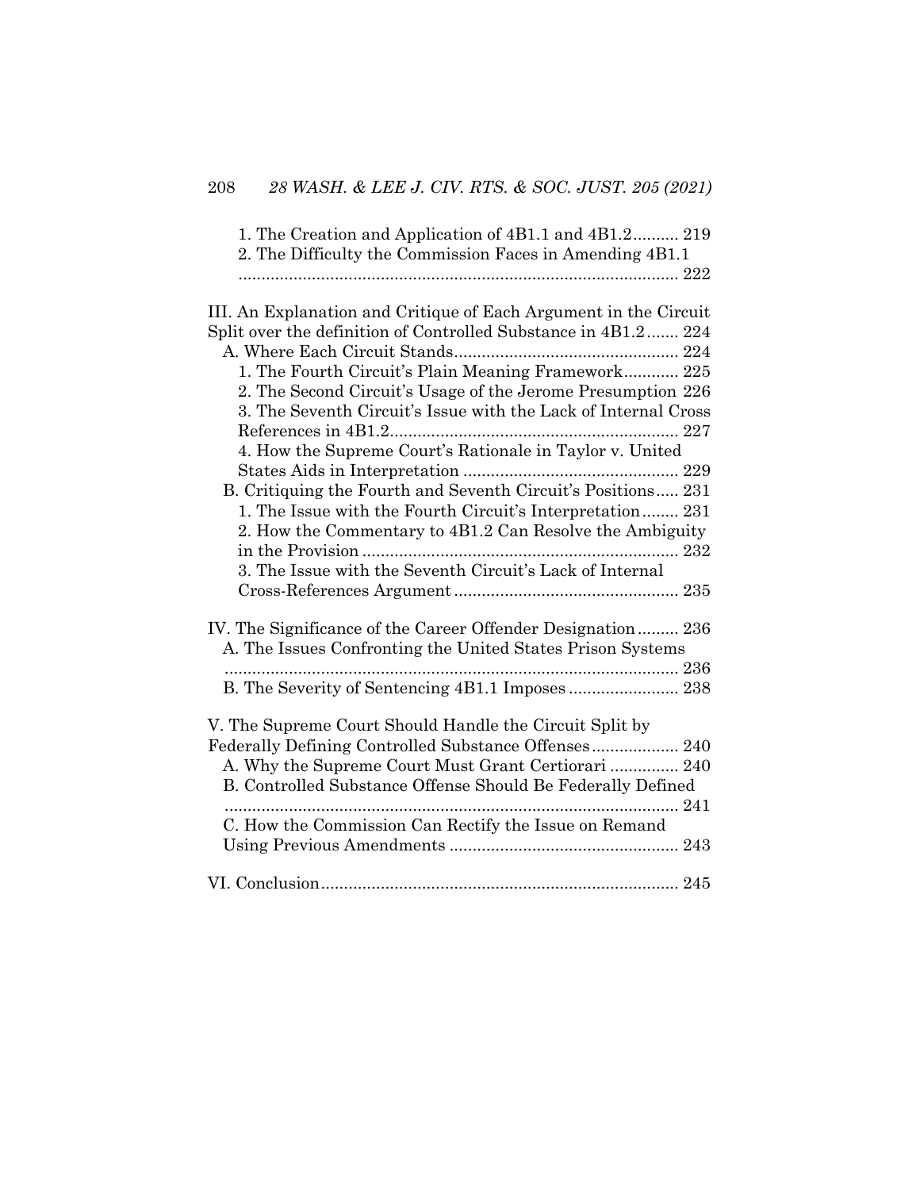1. The Creation and Application of 4B1.1 and 4B1.2 .......... 219
2. The Difficulty the Commission Faces in Amending 4B1.1 .......... 222

III. An Explanation and Critique of Each Argument in the Circuit Split over the definition of Controlled Substance in 4B1.2 ....... 224
A. Where Each Circuit Stands .......... 224
1. The Fourth Circuit's Plain Meaning Framework .......... 225
2. The Second Circuit's Usage of the Jerome Presumption 226
3. The Seventh Circuit's Issue with the Lack of Internal Cross References in 4B1.2 .......... 227
4. How the Supreme Court's Rationale in Taylor v. United States Aids in Interpretation .......... 229
B. Critiquing the Fourth and Seventh Circuit's Positions ..... 231
1. The Issue with the Fourth Circuit's Interpretation ........ 231
2. How the Commentary to 4B1.2 Can Resolve the Ambiguity in the Provision .......... 232
3. The Issue with the Seventh Circuit's Lack of Internal Cross-References Argument .......... 235

IV. The Significance of the Career Offender Designation ......... 236
A. The Issues Confronting the United States Prison Systems .......... 236
B. The Severity of Sentencing 4B1.1 Imposes .......... 238

V. The Supreme Court Should Handle the Circuit Split by Federally Defining Controlled Substance Offenses .......... 240
A. Why the Supreme Court Must Grant Certiorari .......... 240
B. Controlled Substance Offense Should Be Federally Defined .......... 241
C. How the Commission Can Rectify the Issue on Remand Using Previous Amendments .......... 243

VI. Conclusion .......... 245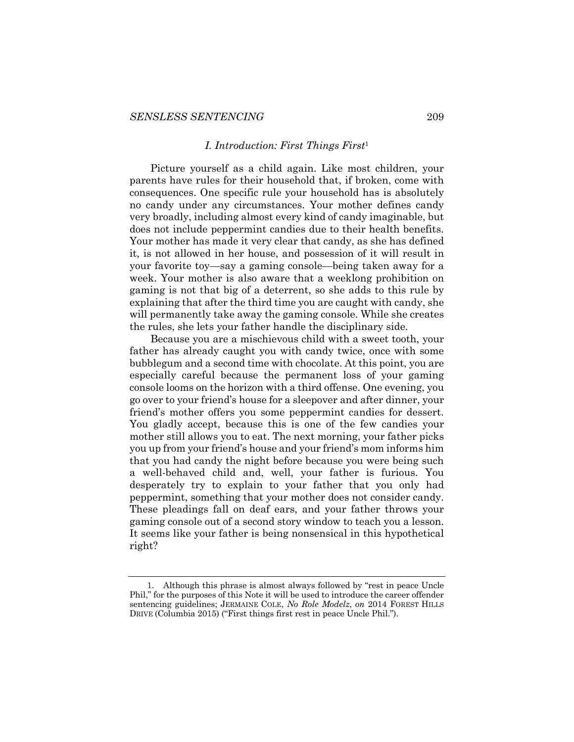### *I. Introduction: First Things First*[1]

Picture yourself as a child again. Like most children, your parents have rules for their household that, if broken, come with consequences. One specific rule your household has is absolutely no candy under any circumstances. Your mother defines candy very broadly, including almost every kind of candy imaginable, but does not include peppermint candies due to their health benefits. Your mother has made it very clear that candy, as she has defined it, is not allowed in her house, and possession of it will result in your favorite toy—say a gaming console—being taken away for a week. Your mother is also aware that a weeklong prohibition on gaming is not that big of a deterrent, so she adds to this rule by explaining that after the third time you are caught with candy, she will permanently take away the gaming console. While she creates the rules, she lets your father handle the disciplinary side.

Because you are a mischievous child with a sweet tooth, your father has already caught you with candy twice, once with some bubblegum and a second time with chocolate. At this point, you are especially careful because the permanent loss of your gaming console looms on the horizon with a third offense. One evening, you go over to your friend's house for a sleepover and after dinner, your friend's mother offers you some peppermint candies for dessert. You gladly accept, because this is one of the few candies your mother still allows you to eat. The next morning, your father picks you up from your friend's house and your friend's mom informs him that you had candy the night before because you were being such a well-behaved child and, well, your father is furious. You desperately try to explain to your father that you only had peppermint, something that your mother does not consider candy. These pleadings fall on deaf ears, and your father throws your gaming console out of a second story window to teach you a lesson. It seems like your father is being nonsensical in this hypothetical right?

---

1. Although this phrase is almost always followed by "rest in peace Uncle Phil," for the purposes of this Note it will be used to introduce the career offender sentencing guidelines; JERMAINE COLE, *No Role Modelz*, *on* 2014 FOREST HILLS DRIVE (Columbia 2015) ("First things first rest in peace Uncle Phil.").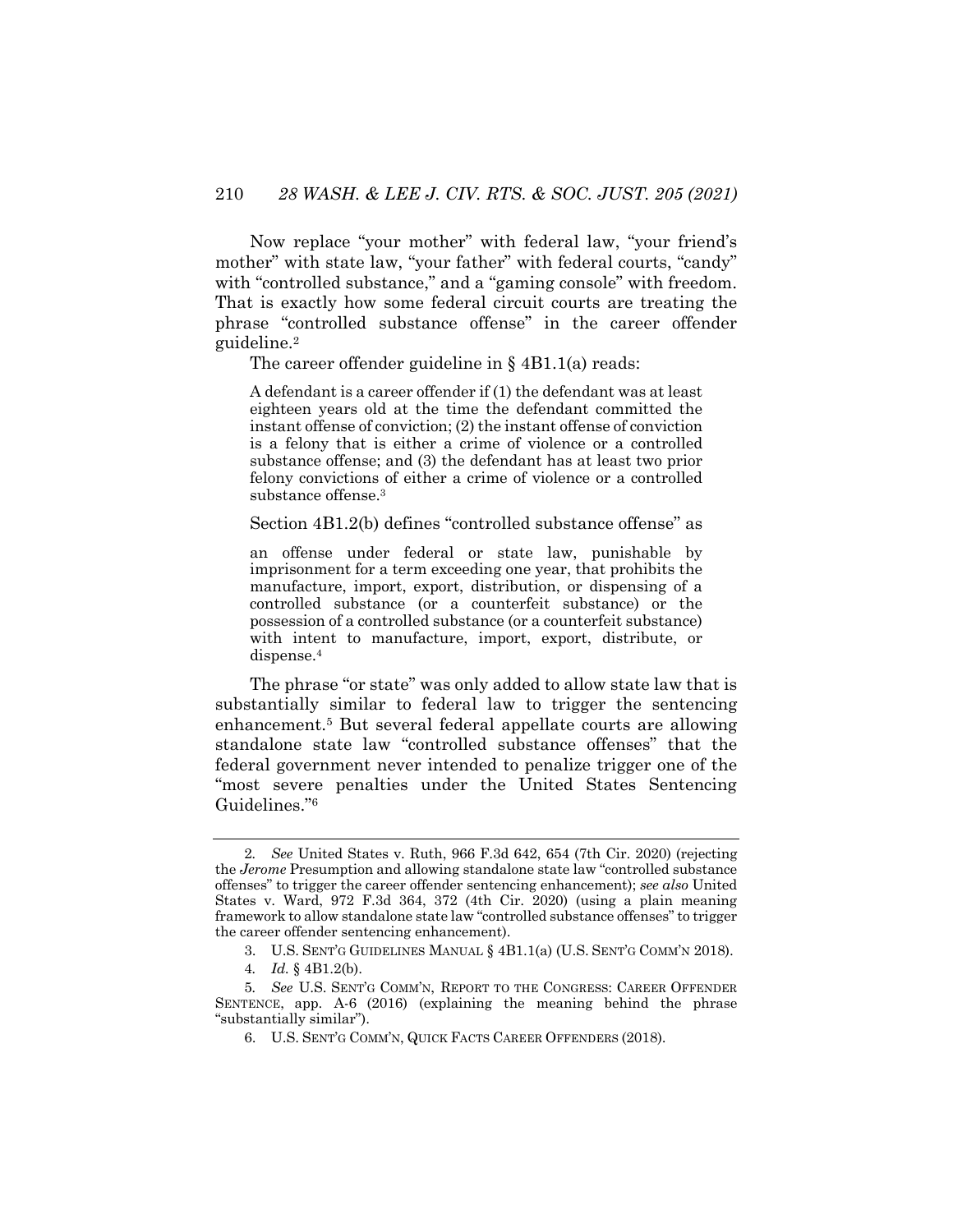Now replace "your mother" with federal law, "your friend's mother" with state law, "your father" with federal courts, "candy" with "controlled substance," and a "gaming console" with freedom. That is exactly how some federal circuit courts are treating the phrase "controlled substance offense" in the career offender guideline.[2]

The career offender guideline in § 4B1.1(a) reads:

> A defendant is a career offender if (1) the defendant was at least eighteen years old at the time the defendant committed the instant offense of conviction; (2) the instant offense of conviction is a felony that is either a crime of violence or a controlled substance offense; and (3) the defendant has at least two prior felony convictions of either a crime of violence or a controlled substance offense.[3]

Section 4B1.2(b) defines "controlled substance offense" as

> an offense under federal or state law, punishable by imprisonment for a term exceeding one year, that prohibits the manufacture, import, export, distribution, or dispensing of a controlled substance (or a counterfeit substance) or the possession of a controlled substance (or a counterfeit substance) with intent to manufacture, import, export, distribute, or dispense.[4]

The phrase "or state" was only added to allow state law that is substantially similar to federal law to trigger the sentencing enhancement.[5] But several federal appellate courts are allowing standalone state law "controlled substance offenses" that the federal government never intended to penalize trigger one of the "most severe penalties under the United States Sentencing Guidelines."[6]

---

2. *See* United States v. Ruth, 966 F.3d 642, 654 (7th Cir. 2020) (rejecting the *Jerome* Presumption and allowing standalone state law "controlled substance offenses" to trigger the career offender sentencing enhancement); *see also* United States v. Ward, 972 F.3d 364, 372 (4th Cir. 2020) (using a plain meaning framework to allow standalone state law "controlled substance offenses" to trigger the career offender sentencing enhancement).

3. U.S. SENT'G GUIDELINES MANUAL § 4B1.1(a) (U.S. SENT'G COMM'N 2018).

4. *Id.* § 4B1.2(b).

5. *See* U.S. SENT'G COMM'N, REPORT TO THE CONGRESS: CAREER OFFENDER SENTENCE, app. A-6 (2016) (explaining the meaning behind the phrase "substantially similar").

6. U.S. SENT'G COMM'N, QUICK FACTS CAREER OFFENDERS (2018).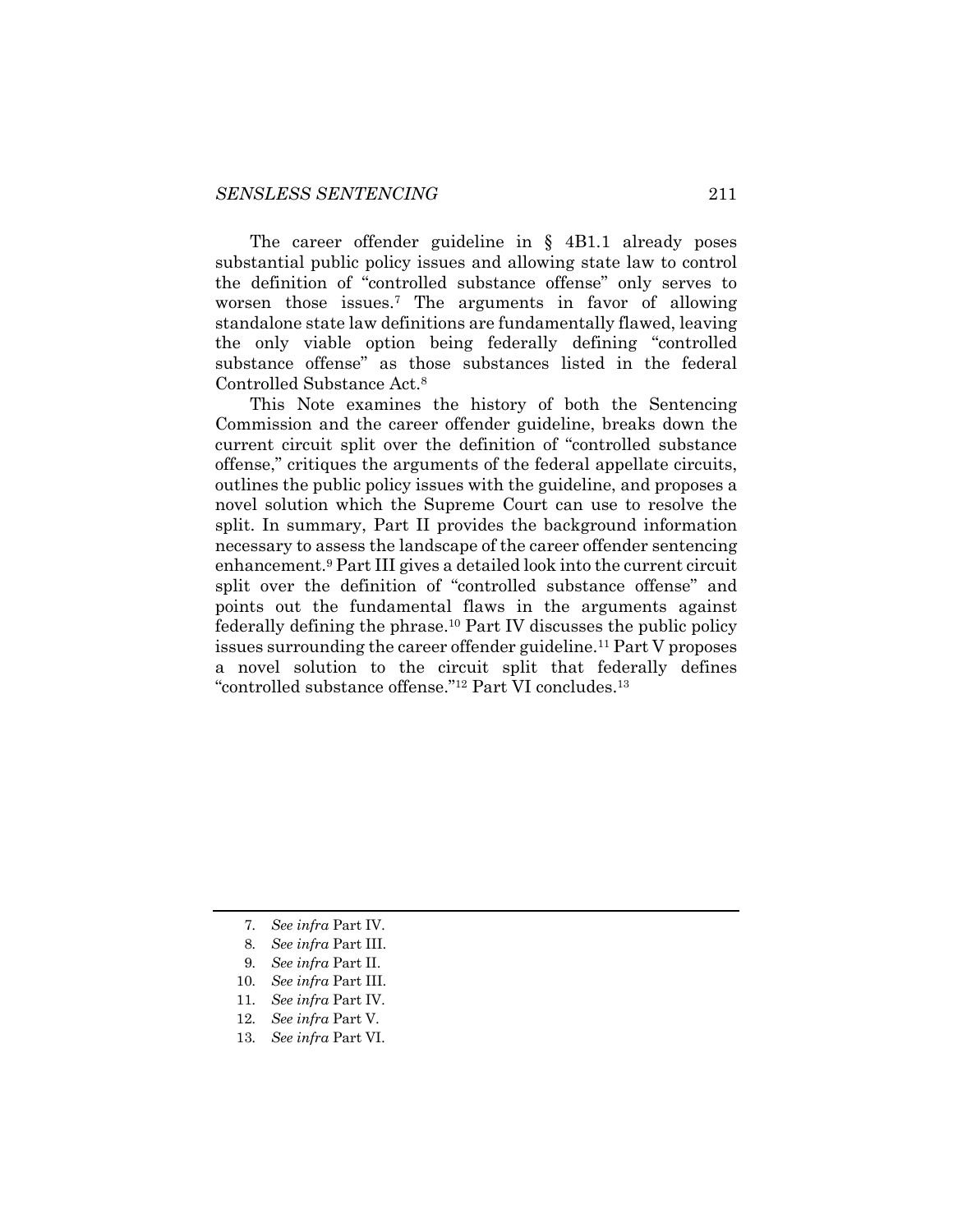The career offender guideline in § 4B1.1 already poses substantial public policy issues and allowing state law to control the definition of "controlled substance offense" only serves to worsen those issues.[7] The arguments in favor of allowing standalone state law definitions are fundamentally flawed, leaving the only viable option being federally defining "controlled substance offense" as those substances listed in the federal Controlled Substance Act.[8]

This Note examines the history of both the Sentencing Commission and the career offender guideline, breaks down the current circuit split over the definition of "controlled substance offense," critiques the arguments of the federal appellate circuits, outlines the public policy issues with the guideline, and proposes a novel solution which the Supreme Court can use to resolve the split. In summary, Part II provides the background information necessary to assess the landscape of the career offender sentencing enhancement.[9] Part III gives a detailed look into the current circuit split over the definition of "controlled substance offense" and points out the fundamental flaws in the arguments against federally defining the phrase.[10] Part IV discusses the public policy issues surrounding the career offender guideline.[11] Part V proposes a novel solution to the circuit split that federally defines "controlled substance offense."[12] Part VI concludes.[13]

---

7. *See infra* Part IV.
8. *See infra* Part III.
9. *See infra* Part II.
10. *See infra* Part III.
11. *See infra* Part IV.
12. *See infra* Part V.
13. *See infra* Part VI.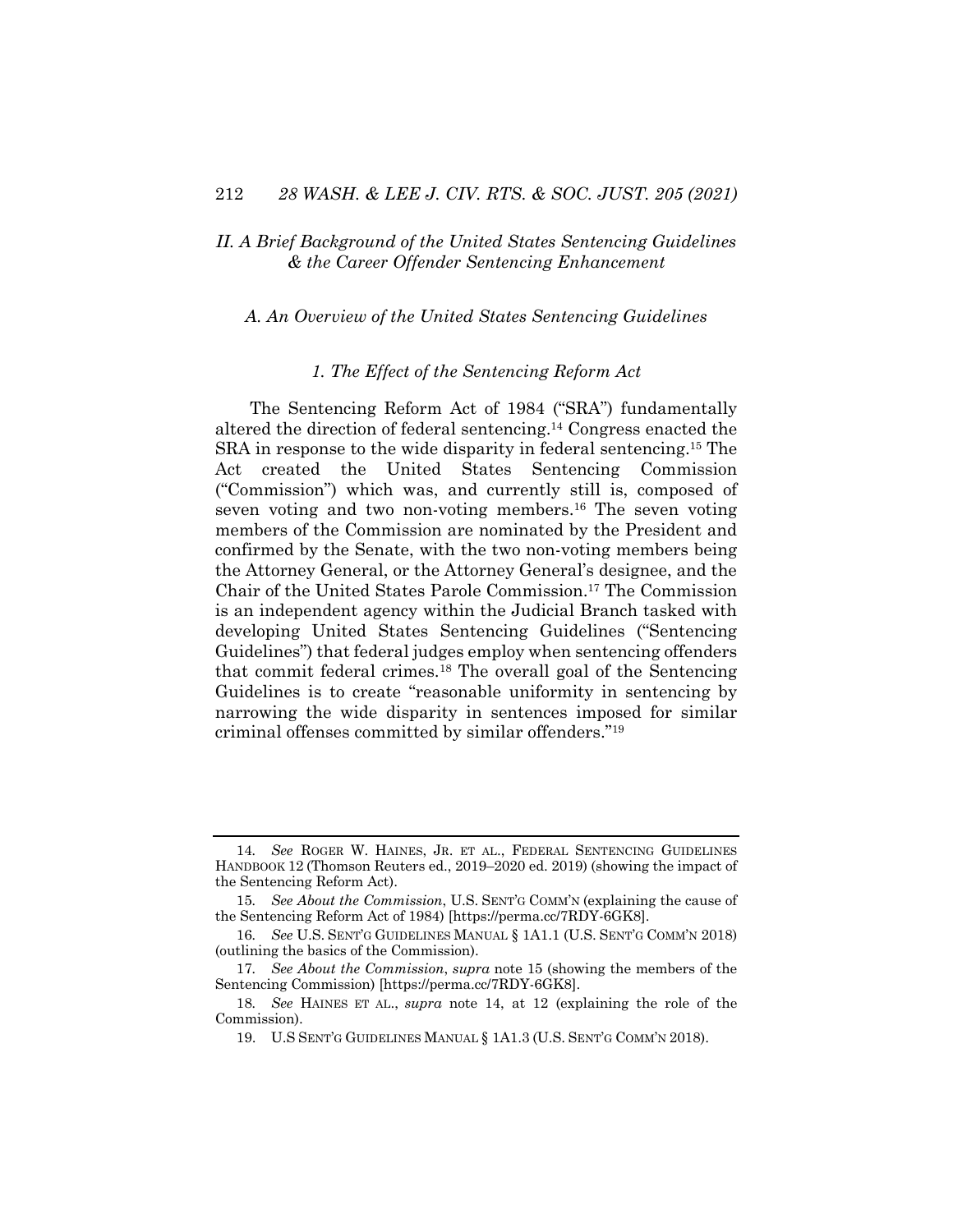## II. A Brief Background of the United States Sentencing Guidelines & the Career Offender Sentencing Enhancement

### A. An Overview of the United States Sentencing Guidelines

#### 1. The Effect of the Sentencing Reform Act

The Sentencing Reform Act of 1984 ("SRA") fundamentally altered the direction of federal sentencing.[14] Congress enacted the SRA in response to the wide disparity in federal sentencing.[15] The Act created the United States Sentencing Commission ("Commission") which was, and currently still is, composed of seven voting and two non-voting members.[16] The seven voting members of the Commission are nominated by the President and confirmed by the Senate, with the two non-voting members being the Attorney General, or the Attorney General's designee, and the Chair of the United States Parole Commission.[17] The Commission is an independent agency within the Judicial Branch tasked with developing United States Sentencing Guidelines ("Sentencing Guidelines") that federal judges employ when sentencing offenders that commit federal crimes.[18] The overall goal of the Sentencing Guidelines is to create "reasonable uniformity in sentencing by narrowing the wide disparity in sentences imposed for similar criminal offenses committed by similar offenders."[19]

---

14. *See* ROGER W. HAINES, JR. ET AL., FEDERAL SENTENCING GUIDELINES HANDBOOK 12 (Thomson Reuters ed., 2019–2020 ed. 2019) (showing the impact of the Sentencing Reform Act).

15. *See About the Commission*, U.S. SENT'G COMM'N (explaining the cause of the Sentencing Reform Act of 1984) [https://perma.cc/7RDY-6GK8].

16. *See* U.S. SENT'G GUIDELINES MANUAL § 1A1.1 (U.S. SENT'G COMM'N 2018) (outlining the basics of the Commission).

17. *See About the Commission*, *supra* note 15 (showing the members of the Sentencing Commission) [https://perma.cc/7RDY-6GK8].

18. *See* HAINES ET AL., *supra* note 14, at 12 (explaining the role of the Commission).

19. U.S SENT'G GUIDELINES MANUAL § 1A1.3 (U.S. SENT'G COMM'N 2018).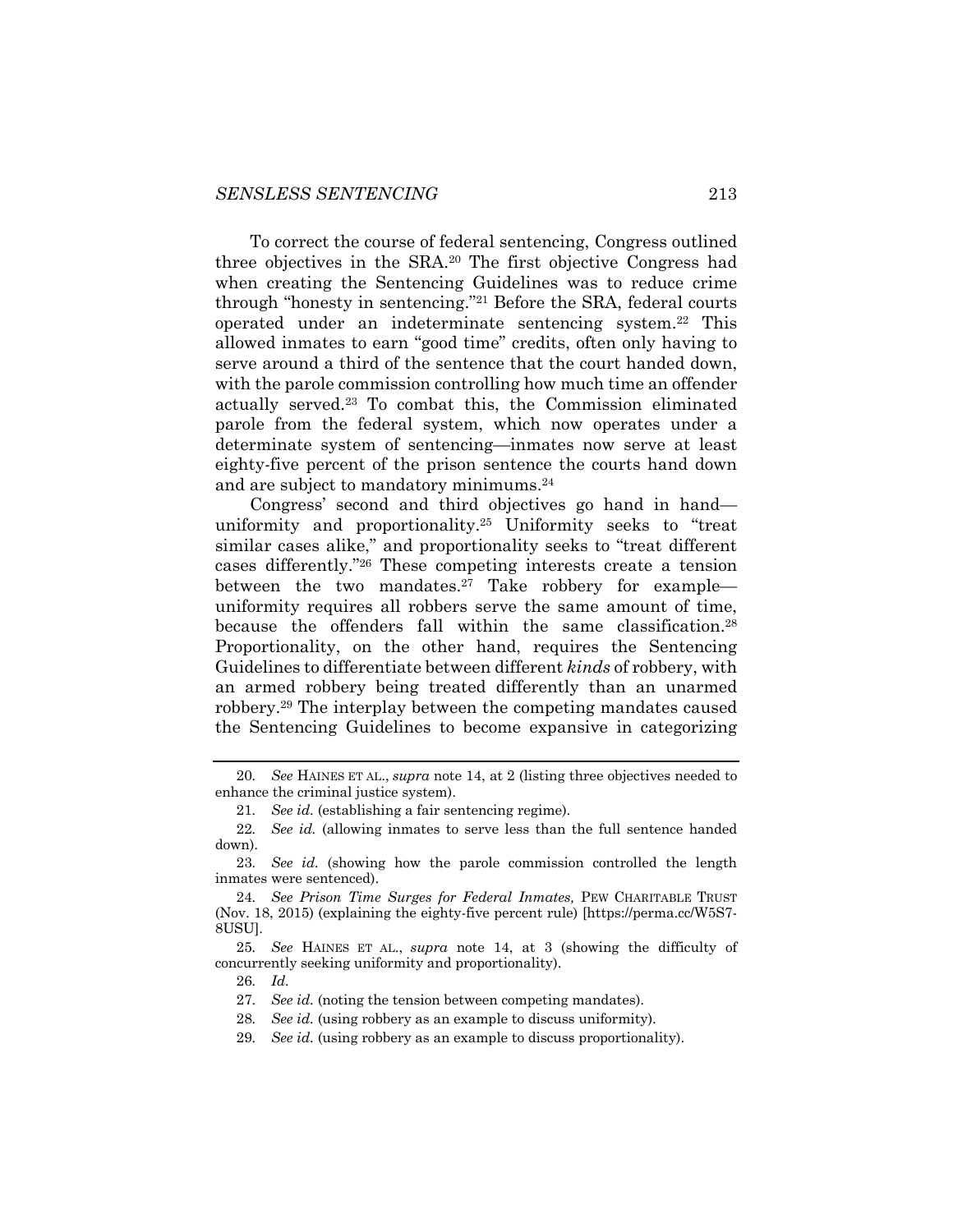To correct the course of federal sentencing, Congress outlined three objectives in the SRA.[20] The first objective Congress had when creating the Sentencing Guidelines was to reduce crime through "honesty in sentencing."[21] Before the SRA, federal courts operated under an indeterminate sentencing system.[22] This allowed inmates to earn "good time" credits, often only having to serve around a third of the sentence that the court handed down, with the parole commission controlling how much time an offender actually served.[23] To combat this, the Commission eliminated parole from the federal system, which now operates under a determinate system of sentencing—inmates now serve at least eighty-five percent of the prison sentence the courts hand down and are subject to mandatory minimums.[24]

Congress' second and third objectives go hand in hand—uniformity and proportionality.[25] Uniformity seeks to "treat similar cases alike," and proportionality seeks to "treat different cases differently."[26] These competing interests create a tension between the two mandates.[27] Take robbery for example—uniformity requires all robbers serve the same amount of time, because the offenders fall within the same classification.[28] Proportionality, on the other hand, requires the Sentencing Guidelines to differentiate between different *kinds* of robbery, with an armed robbery being treated differently than an unarmed robbery.[29] The interplay between the competing mandates caused the Sentencing Guidelines to become expansive in categorizing

---

20. *See* HAINES ET AL., *supra* note 14, at 2 (listing three objectives needed to enhance the criminal justice system).

21. *See id.* (establishing a fair sentencing regime).

22. *See id.* (allowing inmates to serve less than the full sentence handed down).

23. *See id.* (showing how the parole commission controlled the length inmates were sentenced).

24. *See Prison Time Surges for Federal Inmates,* PEW CHARITABLE TRUST (Nov. 18, 2015) (explaining the eighty-five percent rule) [https://perma.cc/W5S7-8USU].

25. *See* HAINES ET AL., *supra* note 14, at 3 (showing the difficulty of concurrently seeking uniformity and proportionality).

26. *Id.*

27. *See id.* (noting the tension between competing mandates).

28. *See id.* (using robbery as an example to discuss uniformity).

29. *See id.* (using robbery as an example to discuss proportionality).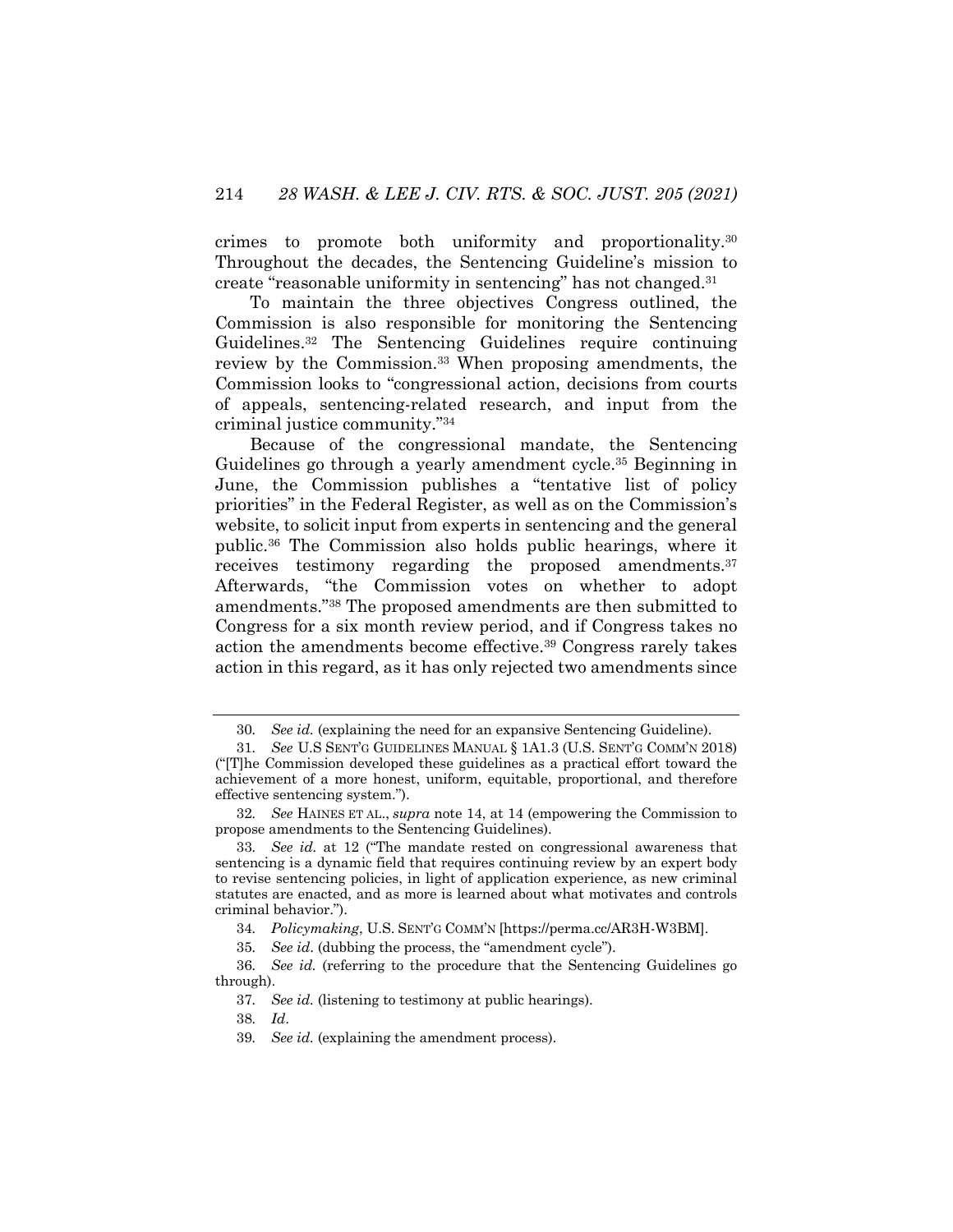crimes to promote both uniformity and proportionality.[30] Throughout the decades, the Sentencing Guideline's mission to create "reasonable uniformity in sentencing" has not changed.[31]

To maintain the three objectives Congress outlined, the Commission is also responsible for monitoring the Sentencing Guidelines.[32] The Sentencing Guidelines require continuing review by the Commission.[33] When proposing amendments, the Commission looks to "congressional action, decisions from courts of appeals, sentencing-related research, and input from the criminal justice community."[34]

Because of the congressional mandate, the Sentencing Guidelines go through a yearly amendment cycle.[35] Beginning in June, the Commission publishes a "tentative list of policy priorities" in the Federal Register, as well as on the Commission's website, to solicit input from experts in sentencing and the general public.[36] The Commission also holds public hearings, where it receives testimony regarding the proposed amendments.[37] Afterwards, "the Commission votes on whether to adopt amendments."[38] The proposed amendments are then submitted to Congress for a six month review period, and if Congress takes no action the amendments become effective.[39] Congress rarely takes action in this regard, as it has only rejected two amendments since

---

30. *See id.* (explaining the need for an expansive Sentencing Guideline).

31. *See* U.S SENT'G GUIDELINES MANUAL § 1A1.3 (U.S. SENT'G COMM'N 2018) ("[T]he Commission developed these guidelines as a practical effort toward the achievement of a more honest, uniform, equitable, proportional, and therefore effective sentencing system.").

32. *See* HAINES ET AL., *supra* note 14, at 14 (empowering the Commission to propose amendments to the Sentencing Guidelines).

33. *See id.* at 12 ("The mandate rested on congressional awareness that sentencing is a dynamic field that requires continuing review by an expert body to revise sentencing policies, in light of application experience, as new criminal statutes are enacted, and as more is learned about what motivates and controls criminal behavior.").

34. *Policymaking*, U.S. SENT'G COMM'N [https://perma.cc/AR3H-W3BM].

35. *See id.* (dubbing the process, the "amendment cycle").

36. *See id.* (referring to the procedure that the Sentencing Guidelines go through).

37. *See id.* (listening to testimony at public hearings).

38. *Id*.

39. *See id.* (explaining the amendment process).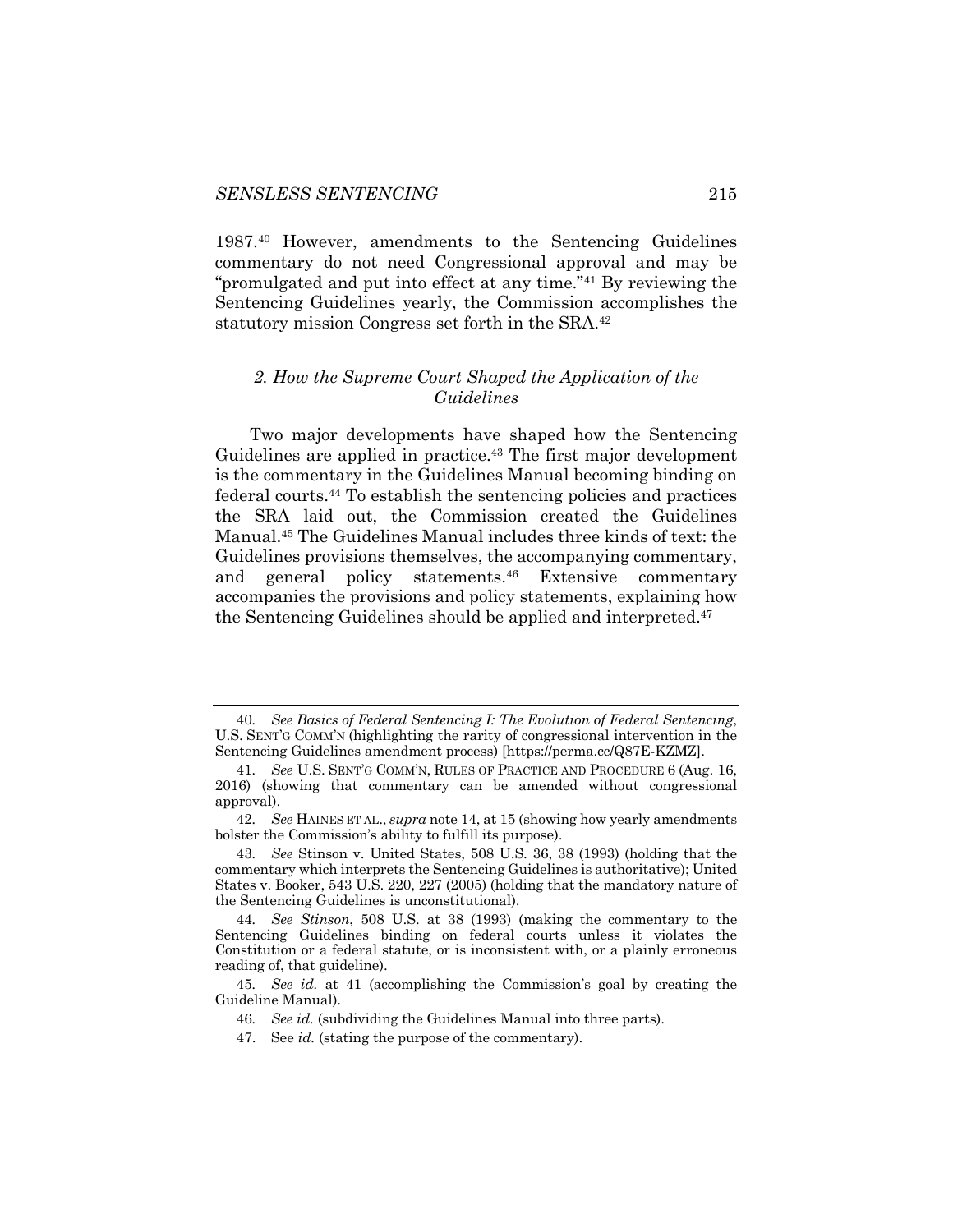1987.[40] However, amendments to the Sentencing Guidelines commentary do not need Congressional approval and may be "promulgated and put into effect at any time."[41] By reviewing the Sentencing Guidelines yearly, the Commission accomplishes the statutory mission Congress set forth in the SRA.[42]

### *2. How the Supreme Court Shaped the Application of the Guidelines*

Two major developments have shaped how the Sentencing Guidelines are applied in practice.[43] The first major development is the commentary in the Guidelines Manual becoming binding on federal courts.[44] To establish the sentencing policies and practices the SRA laid out, the Commission created the Guidelines Manual.[45] The Guidelines Manual includes three kinds of text: the Guidelines provisions themselves, the accompanying commentary, and general policy statements.[46] Extensive commentary accompanies the provisions and policy statements, explaining how the Sentencing Guidelines should be applied and interpreted.[47]

---

40. *See Basics of Federal Sentencing I: The Evolution of Federal Sentencing*, U.S. SENT'G COMM'N (highlighting the rarity of congressional intervention in the Sentencing Guidelines amendment process) [https://perma.cc/Q87E-KZMZ].

41. *See* U.S. SENT'G COMM'N, RULES OF PRACTICE AND PROCEDURE 6 (Aug. 16, 2016) (showing that commentary can be amended without congressional approval).

42. *See* HAINES ET AL., *supra* note 14, at 15 (showing how yearly amendments bolster the Commission's ability to fulfill its purpose).

43. *See* Stinson v. United States, 508 U.S. 36, 38 (1993) (holding that the commentary which interprets the Sentencing Guidelines is authoritative); United States v. Booker, 543 U.S. 220, 227 (2005) (holding that the mandatory nature of the Sentencing Guidelines is unconstitutional).

44. *See Stinson*, 508 U.S. at 38 (1993) (making the commentary to the Sentencing Guidelines binding on federal courts unless it violates the Constitution or a federal statute, or is inconsistent with, or a plainly erroneous reading of, that guideline).

45. *See id.* at 41 (accomplishing the Commission's goal by creating the Guideline Manual).

46. *See id.* (subdividing the Guidelines Manual into three parts).

47. See *id.* (stating the purpose of the commentary).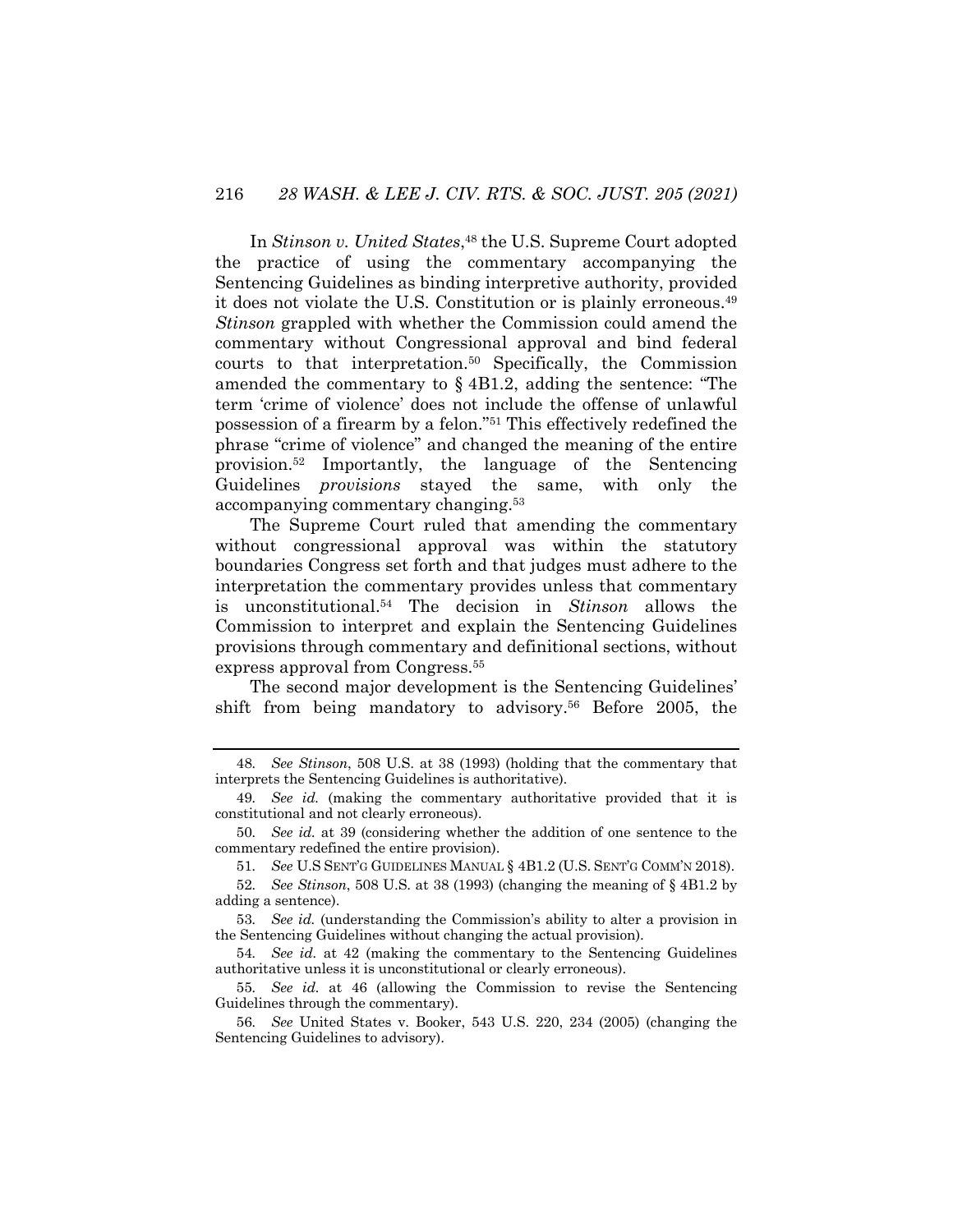In *Stinson v. United States*,[48] the U.S. Supreme Court adopted the practice of using the commentary accompanying the Sentencing Guidelines as binding interpretive authority, provided it does not violate the U.S. Constitution or is plainly erroneous.[49] *Stinson* grappled with whether the Commission could amend the commentary without Congressional approval and bind federal courts to that interpretation.[50] Specifically, the Commission amended the commentary to § 4B1.2, adding the sentence: "The term 'crime of violence' does not include the offense of unlawful possession of a firearm by a felon."[51] This effectively redefined the phrase "crime of violence" and changed the meaning of the entire provision.[52] Importantly, the language of the Sentencing Guidelines *provisions* stayed the same, with only the accompanying commentary changing.[53]

The Supreme Court ruled that amending the commentary without congressional approval was within the statutory boundaries Congress set forth and that judges must adhere to the interpretation the commentary provides unless that commentary is unconstitutional.[54] The decision in *Stinson* allows the Commission to interpret and explain the Sentencing Guidelines provisions through commentary and definitional sections, without express approval from Congress.[55]

The second major development is the Sentencing Guidelines' shift from being mandatory to advisory.[56] Before 2005, the

---

48. *See Stinson*, 508 U.S. at 38 (1993) (holding that the commentary that interprets the Sentencing Guidelines is authoritative).

49. *See id.* (making the commentary authoritative provided that it is constitutional and not clearly erroneous).

50. *See id.* at 39 (considering whether the addition of one sentence to the commentary redefined the entire provision).

51. *See* U.S SENT'G GUIDELINES MANUAL § 4B1.2 (U.S. SENT'G COMM'N 2018).

52. *See Stinson*, 508 U.S. at 38 (1993) (changing the meaning of § 4B1.2 by adding a sentence).

53. *See id.* (understanding the Commission's ability to alter a provision in the Sentencing Guidelines without changing the actual provision).

54. *See id.* at 42 (making the commentary to the Sentencing Guidelines authoritative unless it is unconstitutional or clearly erroneous).

55. *See id.* at 46 (allowing the Commission to revise the Sentencing Guidelines through the commentary).

56. *See* United States v. Booker, 543 U.S. 220, 234 (2005) (changing the Sentencing Guidelines to advisory).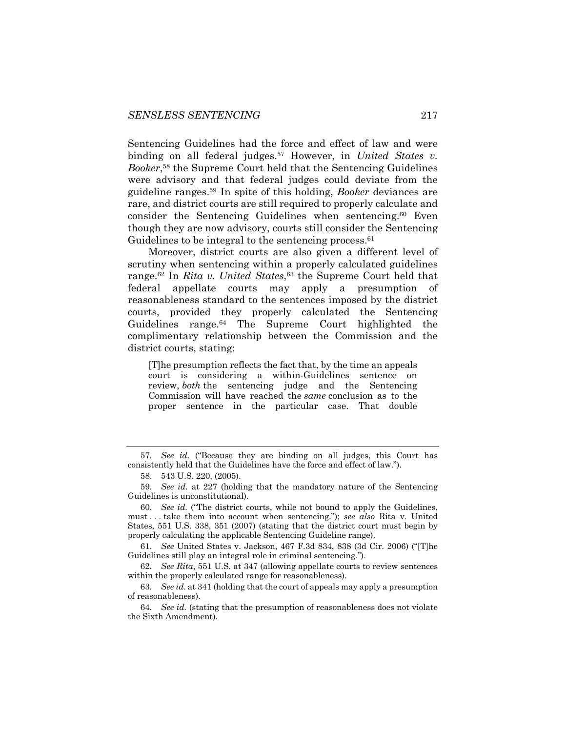Sentencing Guidelines had the force and effect of law and were binding on all federal judges.[57] However, in *United States v. Booker*,[58] the Supreme Court held that the Sentencing Guidelines were advisory and that federal judges could deviate from the guideline ranges.[59] In spite of this holding, *Booker* deviances are rare, and district courts are still required to properly calculate and consider the Sentencing Guidelines when sentencing.[60] Even though they are now advisory, courts still consider the Sentencing Guidelines to be integral to the sentencing process.[61]

Moreover, district courts are also given a different level of scrutiny when sentencing within a properly calculated guidelines range.[62] In *Rita v. United States*,[63] the Supreme Court held that federal appellate courts may apply a presumption of reasonableness standard to the sentences imposed by the district courts, provided they properly calculated the Sentencing Guidelines range.[64] The Supreme Court highlighted the complimentary relationship between the Commission and the district courts, stating:

> [T]he presumption reflects the fact that, by the time an appeals court is considering a within-Guidelines sentence on review, *both* the sentencing judge and the Sentencing Commission will have reached the *same* conclusion as to the proper sentence in the particular case. That double

---

57. *See id.* ("Because they are binding on all judges, this Court has consistently held that the Guidelines have the force and effect of law.").

58. 543 U.S. 220, (2005).

59. *See id.* at 227 (holding that the mandatory nature of the Sentencing Guidelines is unconstitutional).

60. *See id.* ("The district courts, while not bound to apply the Guidelines, must . . . take them into account when sentencing."); *see also* Rita v. United States, 551 U.S. 338, 351 (2007) (stating that the district court must begin by properly calculating the applicable Sentencing Guideline range).

61. *See* United States v. Jackson, 467 F.3d 834, 838 (3d Cir. 2006) ("[T]he Guidelines still play an integral role in criminal sentencing.").

62. *See Rita*, 551 U.S. at 347 (allowing appellate courts to review sentences within the properly calculated range for reasonableness).

63. *See id*. at 341 (holding that the court of appeals may apply a presumption of reasonableness).

64. *See id.* (stating that the presumption of reasonableness does not violate the Sixth Amendment).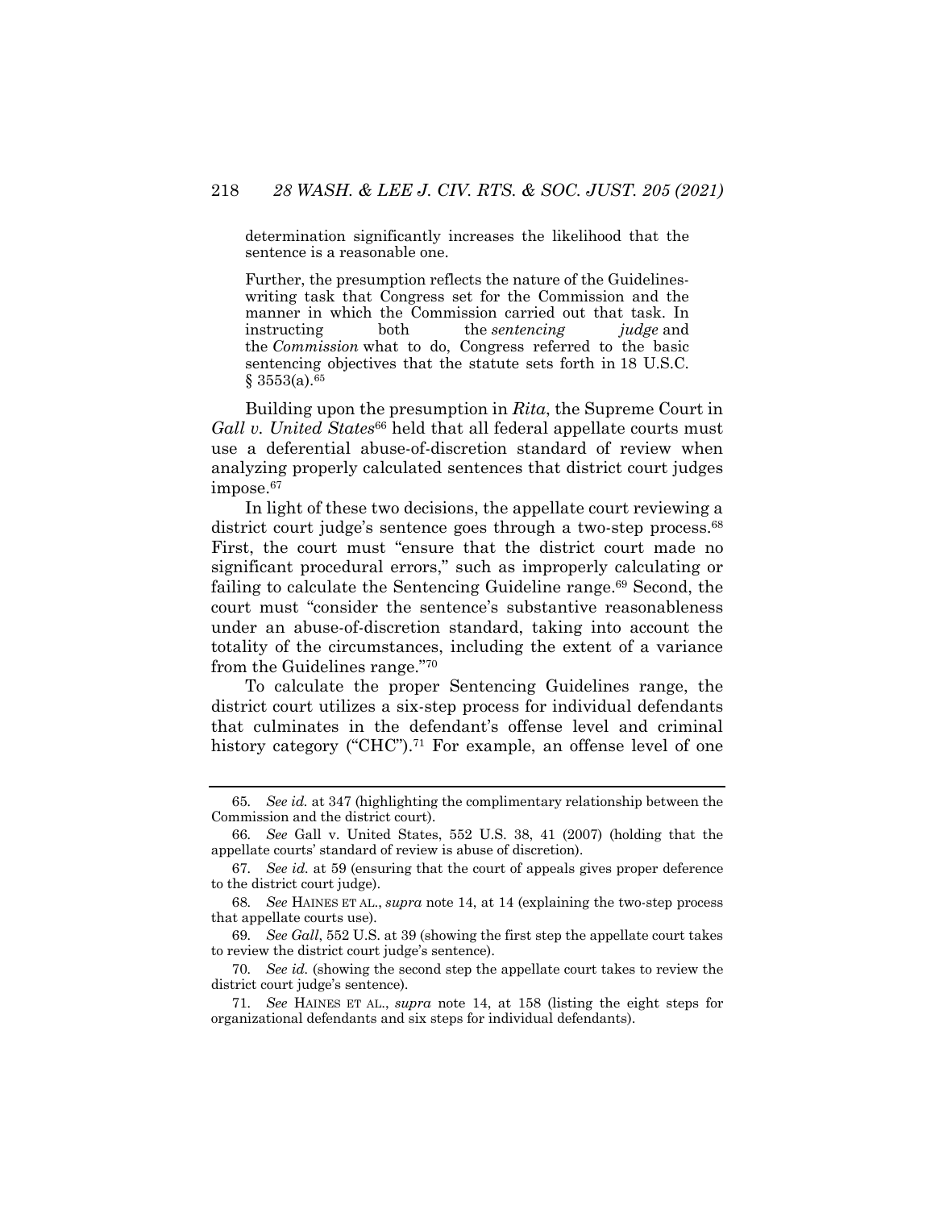> determination significantly increases the likelihood that the sentence is a reasonable one.
>
> Further, the presumption reflects the nature of the Guidelines-writing task that Congress set for the Commission and the manner in which the Commission carried out that task. In instructing both the *sentencing judge* and the *Commission* what to do, Congress referred to the basic sentencing objectives that the statute sets forth in 18 U.S.C. § 3553(a).[65]

Building upon the presumption in *Rita*, the Supreme Court in *Gall v. United States*[66] held that all federal appellate courts must use a deferential abuse-of-discretion standard of review when analyzing properly calculated sentences that district court judges impose.[67]

In light of these two decisions, the appellate court reviewing a district court judge's sentence goes through a two-step process.[68] First, the court must "ensure that the district court made no significant procedural errors," such as improperly calculating or failing to calculate the Sentencing Guideline range.[69] Second, the court must "consider the sentence's substantive reasonableness under an abuse-of-discretion standard, taking into account the totality of the circumstances, including the extent of a variance from the Guidelines range."[70]

To calculate the proper Sentencing Guidelines range, the district court utilizes a six-step process for individual defendants that culminates in the defendant's offense level and criminal history category ("CHC").[71] For example, an offense level of one

---

65. *See id.* at 347 (highlighting the complimentary relationship between the Commission and the district court).

66. *See* Gall v. United States, 552 U.S. 38, 41 (2007) (holding that the appellate courts' standard of review is abuse of discretion).

67. *See id.* at 59 (ensuring that the court of appeals gives proper deference to the district court judge).

68. *See* HAINES ET AL., *supra* note 14, at 14 (explaining the two-step process that appellate courts use).

69. *See Gall*, 552 U.S. at 39 (showing the first step the appellate court takes to review the district court judge's sentence).

70. *See id.* (showing the second step the appellate court takes to review the district court judge's sentence).

71. *See* HAINES ET AL., *supra* note 14, at 158 (listing the eight steps for organizational defendants and six steps for individual defendants).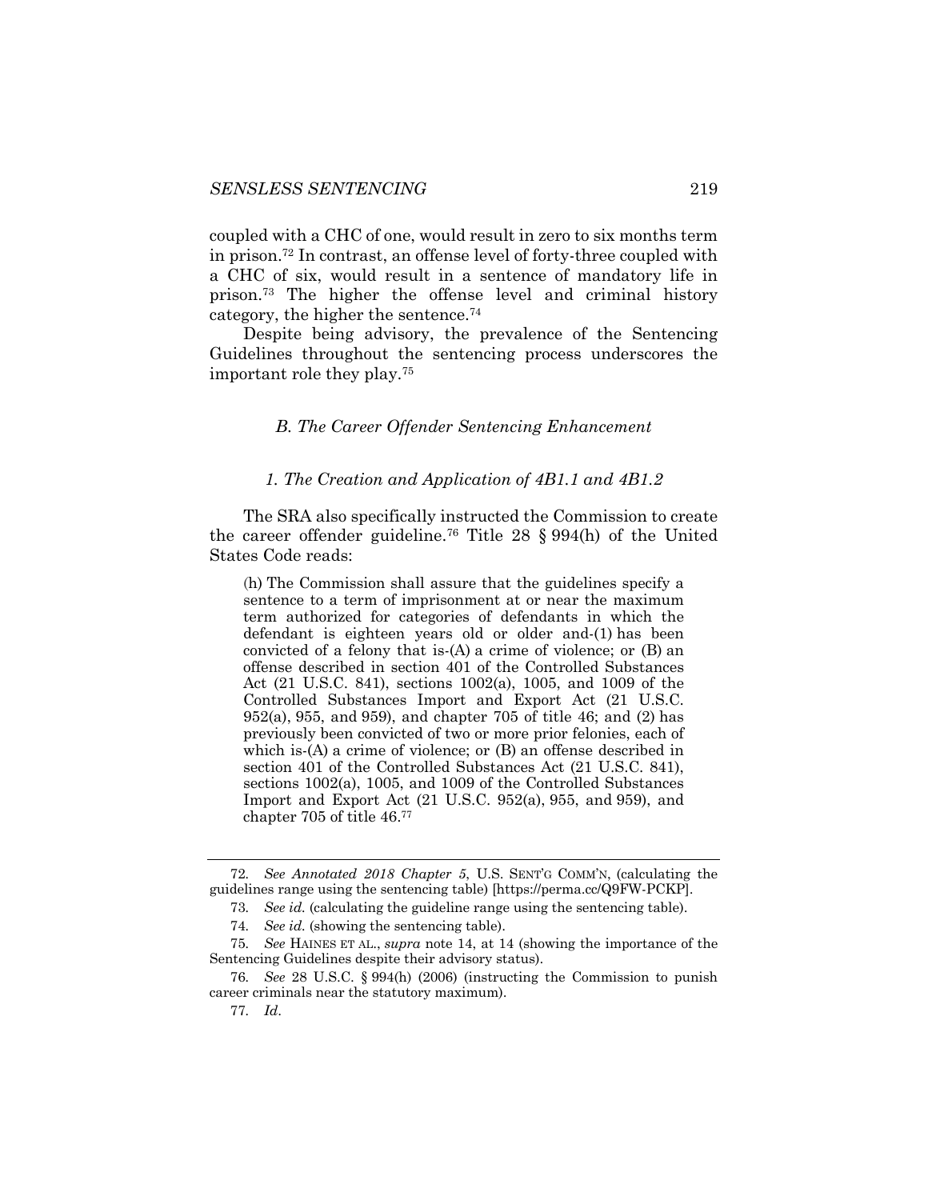coupled with a CHC of one, would result in zero to six months term in prison.[72] In contrast, an offense level of forty-three coupled with a CHC of six, would result in a sentence of mandatory life in prison.[73] The higher the offense level and criminal history category, the higher the sentence.[74]

Despite being advisory, the prevalence of the Sentencing Guidelines throughout the sentencing process underscores the important role they play.[75]

### *B. The Career Offender Sentencing Enhancement*

#### *1. The Creation and Application of 4B1.1 and 4B1.2*

The SRA also specifically instructed the Commission to create the career offender guideline.[76] Title 28 § 994(h) of the United States Code reads:

> (h) The Commission shall assure that the guidelines specify a sentence to a term of imprisonment at or near the maximum term authorized for categories of defendants in which the defendant is eighteen years old or older and-(1) has been convicted of a felony that is-(A) a crime of violence; or (B) an offense described in section 401 of the Controlled Substances Act (21 U.S.C. 841), sections 1002(a), 1005, and 1009 of the Controlled Substances Import and Export Act (21 U.S.C. 952(a), 955, and 959), and chapter 705 of title 46; and (2) has previously been convicted of two or more prior felonies, each of which is-(A) a crime of violence; or (B) an offense described in section 401 of the Controlled Substances Act (21 U.S.C. 841), sections 1002(a), 1005, and 1009 of the Controlled Substances Import and Export Act (21 U.S.C. 952(a), 955, and 959), and chapter 705 of title 46.[77]

---

72. *See Annotated 2018 Chapter 5*, U.S. SENT'G COMM'N, (calculating the guidelines range using the sentencing table) [https://perma.cc/Q9FW-PCKP].

73. *See id.* (calculating the guideline range using the sentencing table).

74. *See id.* (showing the sentencing table).

75. *See* HAINES ET AL., *supra* note 14, at 14 (showing the importance of the Sentencing Guidelines despite their advisory status).

76. *See* 28 U.S.C. § 994(h) (2006) (instructing the Commission to punish career criminals near the statutory maximum).

77. *Id*.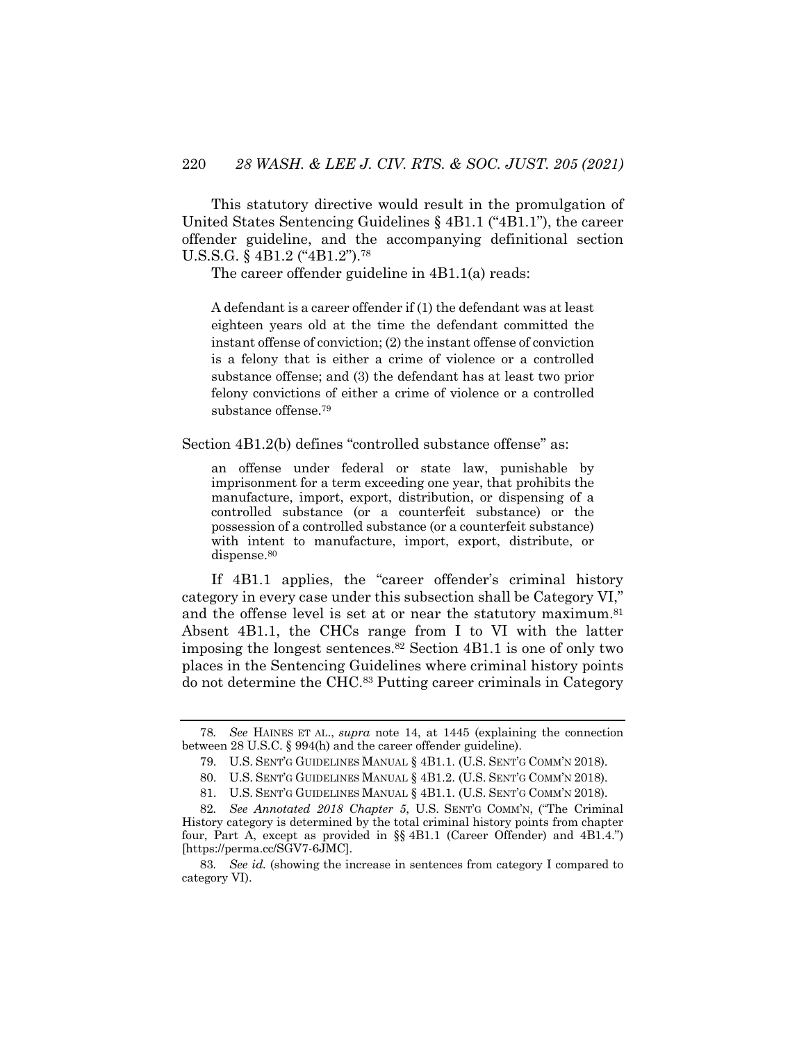This statutory directive would result in the promulgation of United States Sentencing Guidelines § 4B1.1 ("4B1.1"), the career offender guideline, and the accompanying definitional section U.S.S.G. § 4B1.2 ("4B1.2").[78]

The career offender guideline in 4B1.1(a) reads:

> A defendant is a career offender if (1) the defendant was at least eighteen years old at the time the defendant committed the instant offense of conviction; (2) the instant offense of conviction is a felony that is either a crime of violence or a controlled substance offense; and (3) the defendant has at least two prior felony convictions of either a crime of violence or a controlled substance offense.[79]

Section 4B1.2(b) defines "controlled substance offense" as:

> an offense under federal or state law, punishable by imprisonment for a term exceeding one year, that prohibits the manufacture, import, export, distribution, or dispensing of a controlled substance (or a counterfeit substance) or the possession of a controlled substance (or a counterfeit substance) with intent to manufacture, import, export, distribute, or dispense.[80]

If 4B1.1 applies, the "career offender's criminal history category in every case under this subsection shall be Category VI," and the offense level is set at or near the statutory maximum.[81] Absent 4B1.1, the CHCs range from I to VI with the latter imposing the longest sentences.[82] Section 4B1.1 is one of only two places in the Sentencing Guidelines where criminal history points do not determine the CHC.[83] Putting career criminals in Category

---

78. *See* HAINES ET AL., *supra* note 14, at 1445 (explaining the connection between 28 U.S.C. § 994(h) and the career offender guideline).

79. U.S. SENT'G GUIDELINES MANUAL § 4B1.1. (U.S. SENT'G COMM'N 2018).

80. U.S. SENT'G GUIDELINES MANUAL § 4B1.2. (U.S. SENT'G COMM'N 2018).

81. U.S. SENT'G GUIDELINES MANUAL § 4B1.1. (U.S. SENT'G COMM'N 2018).

82. *See Annotated 2018 Chapter 5*, U.S. SENT'G COMM'N, ("The Criminal History category is determined by the total criminal history points from chapter four, Part A, except as provided in §§ 4B1.1 (Career Offender) and 4B1.4.") [https://perma.cc/SGV7-6JMC].

83. *See id.* (showing the increase in sentences from category I compared to category VI).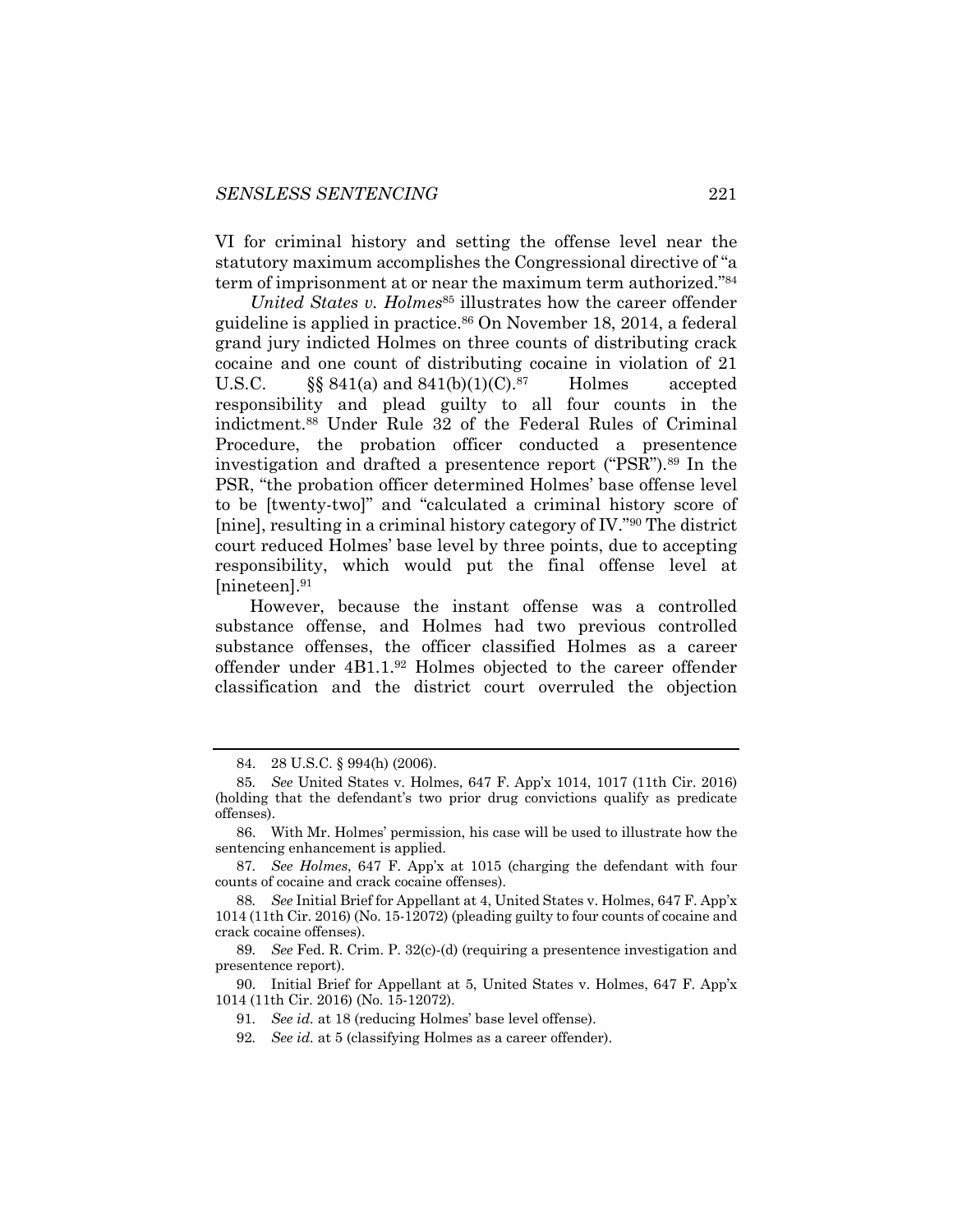VI for criminal history and setting the offense level near the statutory maximum accomplishes the Congressional directive of "a term of imprisonment at or near the maximum term authorized."[84]

*United States v. Holmes*[85] illustrates how the career offender guideline is applied in practice.[86] On November 18, 2014, a federal grand jury indicted Holmes on three counts of distributing crack cocaine and one count of distributing cocaine in violation of 21 U.S.C. §§ 841(a) and 841(b)(1)(C).[87] Holmes accepted responsibility and plead guilty to all four counts in the indictment.[88] Under Rule 32 of the Federal Rules of Criminal Procedure, the probation officer conducted a presentence investigation and drafted a presentence report ("PSR").[89] In the PSR, "the probation officer determined Holmes' base offense level to be [twenty-two]" and "calculated a criminal history score of [nine], resulting in a criminal history category of IV."[90] The district court reduced Holmes' base level by three points, due to accepting responsibility, which would put the final offense level at [nineteen].[91]

However, because the instant offense was a controlled substance offense, and Holmes had two previous controlled substance offenses, the officer classified Holmes as a career offender under 4B1.1.[92] Holmes objected to the career offender classification and the district court overruled the objection

---

84. 28 U.S.C. § 994(h) (2006).

85. *See* United States v. Holmes, 647 F. App'x 1014, 1017 (11th Cir. 2016) (holding that the defendant's two prior drug convictions qualify as predicate offenses).

86. With Mr. Holmes' permission, his case will be used to illustrate how the sentencing enhancement is applied.

87. *See Holmes*, 647 F. App'x at 1015 (charging the defendant with four counts of cocaine and crack cocaine offenses).

88. *See* Initial Brief for Appellant at 4, United States v. Holmes, 647 F. App'x 1014 (11th Cir. 2016) (No. 15-12072) (pleading guilty to four counts of cocaine and crack cocaine offenses).

89. *See* Fed. R. Crim. P. 32(c)-(d) (requiring a presentence investigation and presentence report).

90. Initial Brief for Appellant at 5, United States v. Holmes, 647 F. App'x 1014 (11th Cir. 2016) (No. 15-12072).

91. *See id.* at 18 (reducing Holmes' base level offense).

92. *See id.* at 5 (classifying Holmes as a career offender).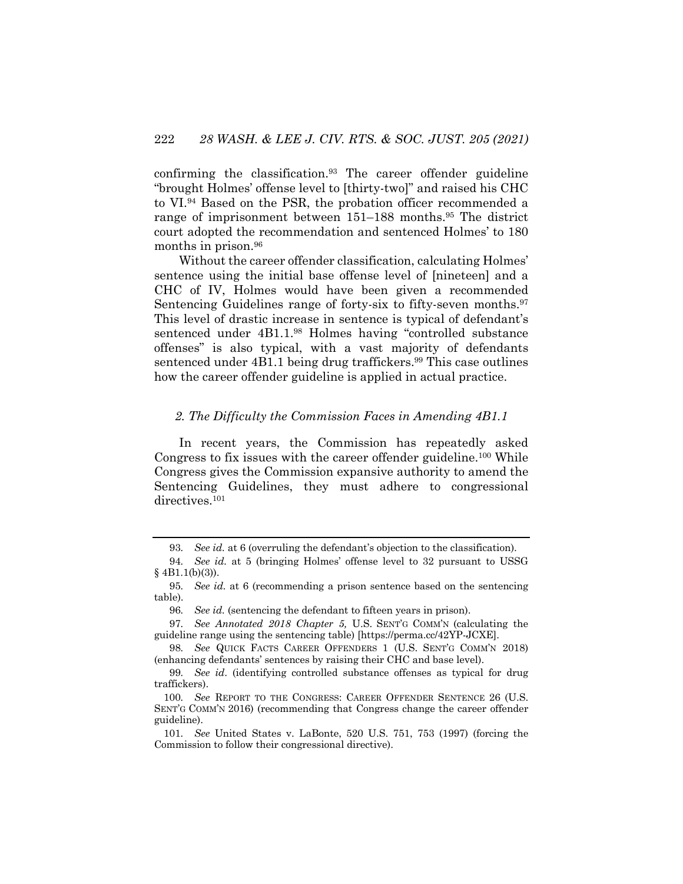confirming the classification.[93] The career offender guideline "brought Holmes' offense level to [thirty-two]" and raised his CHC to VI.[94] Based on the PSR, the probation officer recommended a range of imprisonment between 151–188 months.[95] The district court adopted the recommendation and sentenced Holmes' to 180 months in prison.[96]

Without the career offender classification, calculating Holmes' sentence using the initial base offense level of [nineteen] and a CHC of IV, Holmes would have been given a recommended Sentencing Guidelines range of forty-six to fifty-seven months.[97] This level of drastic increase in sentence is typical of defendant's sentenced under 4B1.1.[98] Holmes having "controlled substance offenses" is also typical, with a vast majority of defendants sentenced under 4B1.1 being drug traffickers.[99] This case outlines how the career offender guideline is applied in actual practice.

#### *2. The Difficulty the Commission Faces in Amending 4B1.1*

In recent years, the Commission has repeatedly asked Congress to fix issues with the career offender guideline.[100] While Congress gives the Commission expansive authority to amend the Sentencing Guidelines, they must adhere to congressional directives.[101]

---

93. *See id.* at 6 (overruling the defendant's objection to the classification).

94. *See id.* at 5 (bringing Holmes' offense level to 32 pursuant to USSG § 4B1.1(b)(3)).

95. *See id.* at 6 (recommending a prison sentence based on the sentencing table).

96. *See id.* (sentencing the defendant to fifteen years in prison).

97. *See Annotated 2018 Chapter 5,* U.S. SENT'G COMM'N (calculating the guideline range using the sentencing table) [https://perma.cc/42YP-JCXE].

98. *See* QUICK FACTS CAREER OFFENDERS 1 (U.S. SENT'G COMM'N 2018) (enhancing defendants' sentences by raising their CHC and base level).

99. *See id.* (identifying controlled substance offenses as typical for drug traffickers).

100. *See* REPORT TO THE CONGRESS: CAREER OFFENDER SENTENCE 26 (U.S. SENT'G COMM'N 2016) (recommending that Congress change the career offender guideline).

101. *See* United States v. LaBonte, 520 U.S. 751, 753 (1997) (forcing the Commission to follow their congressional directive).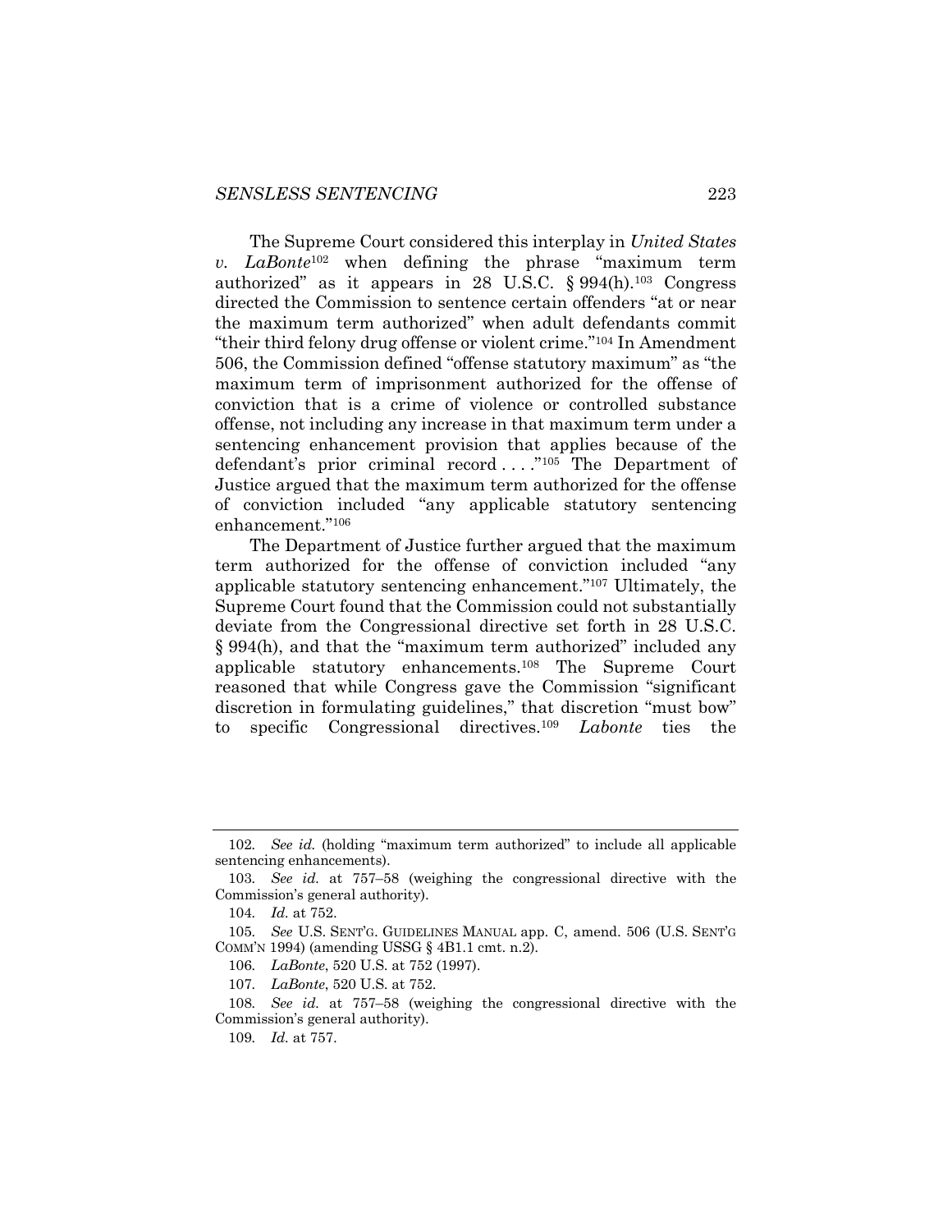The Supreme Court considered this interplay in *United States v. LaBonte*[102] when defining the phrase "maximum term authorized" as it appears in 28 U.S.C. § 994(h).[103] Congress directed the Commission to sentence certain offenders "at or near the maximum term authorized" when adult defendants commit "their third felony drug offense or violent crime."[104] In Amendment 506, the Commission defined "offense statutory maximum" as "the maximum term of imprisonment authorized for the offense of conviction that is a crime of violence or controlled substance offense, not including any increase in that maximum term under a sentencing enhancement provision that applies because of the defendant's prior criminal record . . . ."[105] The Department of Justice argued that the maximum term authorized for the offense of conviction included "any applicable statutory sentencing enhancement."[106]

The Department of Justice further argued that the maximum term authorized for the offense of conviction included "any applicable statutory sentencing enhancement."[107] Ultimately, the Supreme Court found that the Commission could not substantially deviate from the Congressional directive set forth in 28 U.S.C. § 994(h), and that the "maximum term authorized" included any applicable statutory enhancements.[108] The Supreme Court reasoned that while Congress gave the Commission "significant discretion in formulating guidelines," that discretion "must bow" to specific Congressional directives.[109] *Labonte* ties the

---

102. *See id.* (holding "maximum term authorized" to include all applicable sentencing enhancements).

103. *See id.* at 757–58 (weighing the congressional directive with the Commission's general authority).

104. *Id.* at 752.

105. *See* U.S. SENT'G. GUIDELINES MANUAL app. C, amend. 506 (U.S. SENT'G COMM'N 1994) (amending USSG § 4B1.1 cmt. n.2).

106. *LaBonte*, 520 U.S. at 752 (1997).

107. *LaBonte*, 520 U.S. at 752.

108. *See id.* at 757–58 (weighing the congressional directive with the Commission's general authority).

109. *Id.* at 757.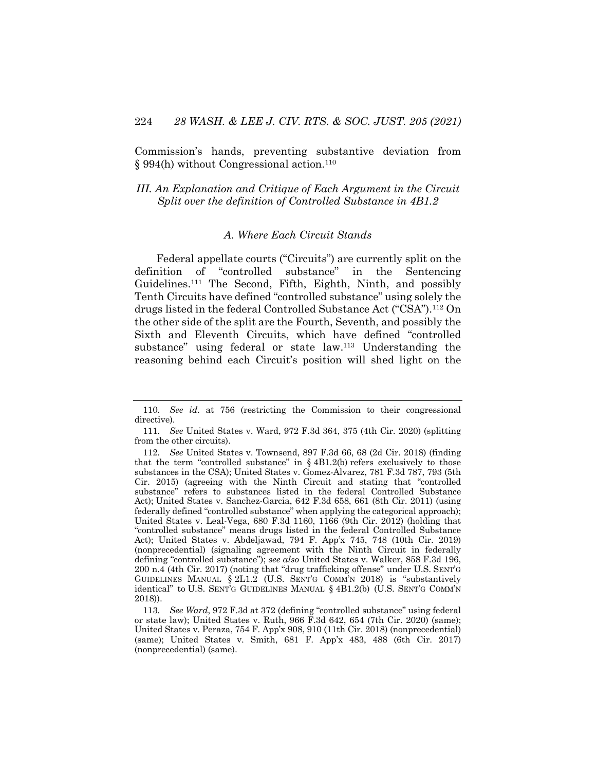Commission's hands, preventing substantive deviation from § 994(h) without Congressional action.[110]

### *III. An Explanation and Critique of Each Argument in the Circuit Split over the definition of Controlled Substance in 4B1.2*

#### *A. Where Each Circuit Stands*

Federal appellate courts ("Circuits") are currently split on the definition of "controlled substance" in the Sentencing Guidelines.[111] The Second, Fifth, Eighth, Ninth, and possibly Tenth Circuits have defined "controlled substance" using solely the drugs listed in the federal Controlled Substance Act ("CSA").[112] On the other side of the split are the Fourth, Seventh, and possibly the Sixth and Eleventh Circuits, which have defined "controlled substance" using federal or state law.[113] Understanding the reasoning behind each Circuit's position will shed light on the

---

110. *See id.* at 756 (restricting the Commission to their congressional directive).

111. *See* United States v. Ward, 972 F.3d 364, 375 (4th Cir. 2020) (splitting from the other circuits).

112. *See* United States v. Townsend, 897 F.3d 66, 68 (2d Cir. 2018) (finding that the term "controlled substance" in § 4B1.2(b) refers exclusively to those substances in the CSA); United States v. Gomez-Alvarez, 781 F.3d 787, 793 (5th Cir. 2015) (agreeing with the Ninth Circuit and stating that "controlled substance" refers to substances listed in the federal Controlled Substance Act); United States v. Sanchez-Garcia, 642 F.3d 658, 661 (8th Cir. 2011) (using federally defined "controlled substance" when applying the categorical approach); United States v. Leal-Vega, 680 F.3d 1160, 1166 (9th Cir. 2012) (holding that "controlled substance" means drugs listed in the federal Controlled Substance Act); United States v. Abdeljawad, 794 F. App'x 745, 748 (10th Cir. 2019) (nonprecedential) (signaling agreement with the Ninth Circuit in federally defining "controlled substance"); *see also* United States v. Walker, 858 F.3d 196, 200 n.4 (4th Cir. 2017) (noting that "drug trafficking offense" under U.S. SENT'G GUIDELINES MANUAL § 2L1.2 (U.S. SENT'G COMM'N 2018) is "substantively identical" to U.S. SENT'G GUIDELINES MANUAL § 4B1.2(b) (U.S. SENT'G COMM'N 2018)).

113. *See Ward*, 972 F.3d at 372 (defining "controlled substance" using federal or state law); United States v. Ruth, 966 F.3d 642, 654 (7th Cir. 2020) (same); United States v. Peraza, 754 F. App'x 908, 910 (11th Cir. 2018) (nonprecedential) (same); United States v. Smith, 681 F. App'x 483, 488 (6th Cir. 2017) (nonprecedential) (same).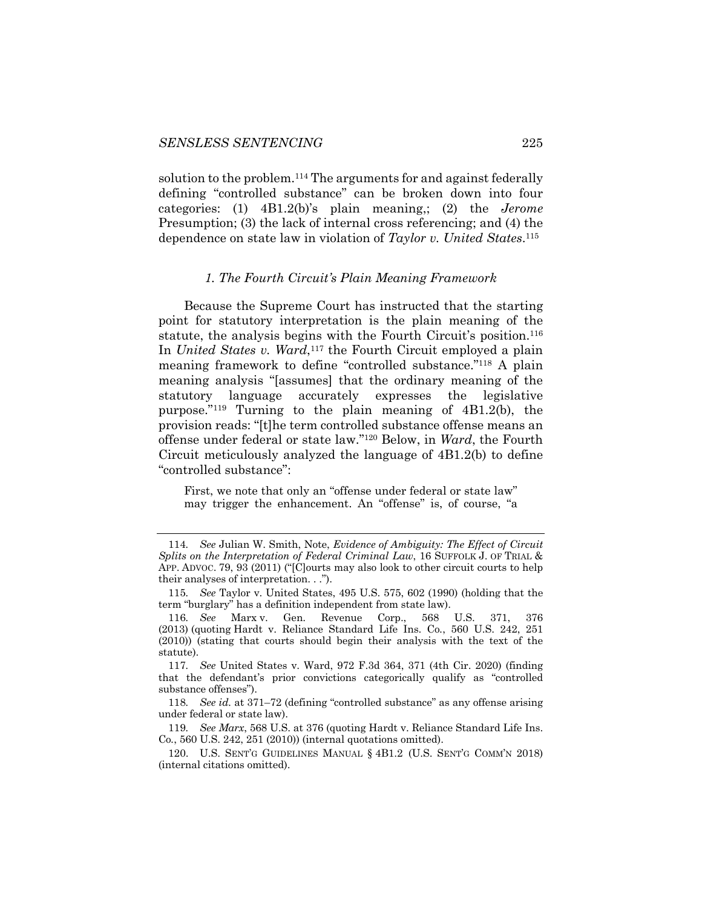solution to the problem.[114] The arguments for and against federally defining "controlled substance" can be broken down into four categories: (1) 4B1.2(b)'s plain meaning,; (2) the *Jerome* Presumption; (3) the lack of internal cross referencing; and (4) the dependence on state law in violation of *Taylor v. United States*.[115]

### *1. The Fourth Circuit's Plain Meaning Framework*

Because the Supreme Court has instructed that the starting point for statutory interpretation is the plain meaning of the statute, the analysis begins with the Fourth Circuit's position.[116] In *United States v. Ward*,[117] the Fourth Circuit employed a plain meaning framework to define "controlled substance."[118] A plain meaning analysis "[assumes] that the ordinary meaning of the statutory language accurately expresses the legislative purpose."[119] Turning to the plain meaning of 4B1.2(b), the provision reads: "[t]he term controlled substance offense means an offense under federal or state law."[120] Below, in *Ward*, the Fourth Circuit meticulously analyzed the language of 4B1.2(b) to define "controlled substance":

> First, we note that only an "offense under federal or state law" may trigger the enhancement. An "offense" is, of course, "a

---

114. *See* Julian W. Smith, Note, *Evidence of Ambiguity: The Effect of Circuit Splits on the Interpretation of Federal Criminal Law*, 16 SUFFOLK J. OF TRIAL & APP. ADVOC. 79, 93 (2011) ("[C]ourts may also look to other circuit courts to help their analyses of interpretation. . .").

115. *See* Taylor v. United States, 495 U.S. 575, 602 (1990) (holding that the term "burglary" has a definition independent from state law).

116. *See* Marx v. Gen. Revenue Corp., 568 U.S. 371, 376 (2013) (quoting Hardt v. Reliance Standard Life Ins. Co., 560 U.S. 242, 251 (2010)) (stating that courts should begin their analysis with the text of the statute).

117. *See* United States v. Ward, 972 F.3d 364, 371 (4th Cir. 2020) (finding that the defendant's prior convictions categorically qualify as "controlled substance offenses").

118. *See id.* at 371–72 (defining "controlled substance" as any offense arising under federal or state law).

119. *See Marx*, 568 U.S. at 376 (quoting Hardt v. Reliance Standard Life Ins. Co., 560 U.S. 242, 251 (2010)) (internal quotations omitted).

120. U.S. SENT'G GUIDELINES MANUAL § 4B1.2 (U.S. SENT'G COMM'N 2018) (internal citations omitted).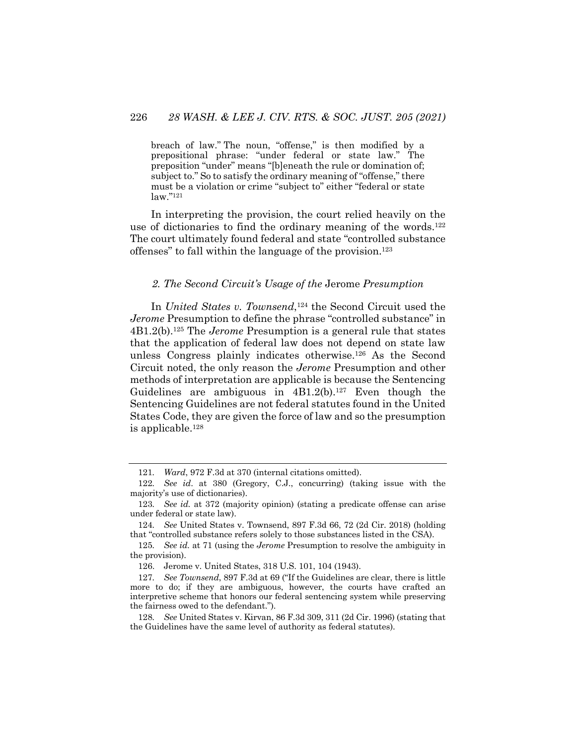breach of law." The noun, "offense," is then modified by a prepositional phrase: "under federal or state law." The preposition "under" means "[b]eneath the rule or domination of; subject to." So to satisfy the ordinary meaning of "offense," there must be a violation or crime "subject to" either "federal or state law."[121]

In interpreting the provision, the court relied heavily on the use of dictionaries to find the ordinary meaning of the words.[122] The court ultimately found federal and state "controlled substance offenses" to fall within the language of the provision.[123]

### *2. The Second Circuit's Usage of the* Jerome *Presumption*

In *United States v. Townsend*,[124] the Second Circuit used the *Jerome* Presumption to define the phrase "controlled substance" in 4B1.2(b).[125] The *Jerome* Presumption is a general rule that states that the application of federal law does not depend on state law unless Congress plainly indicates otherwise.[126] As the Second Circuit noted, the only reason the *Jerome* Presumption and other methods of interpretation are applicable is because the Sentencing Guidelines are ambiguous in 4B1.2(b).[127] Even though the Sentencing Guidelines are not federal statutes found in the United States Code, they are given the force of law and so the presumption is applicable.[128]

---

121. *Ward*, 972 F.3d at 370 (internal citations omitted).

122. *See id*. at 380 (Gregory, C.J., concurring) (taking issue with the majority's use of dictionaries).

123. *See id.* at 372 (majority opinion) (stating a predicate offense can arise under federal or state law).

124. *See* United States v. Townsend, 897 F.3d 66, 72 (2d Cir. 2018) (holding that "controlled substance refers solely to those substances listed in the CSA).

125. *See id.* at 71 (using the *Jerome* Presumption to resolve the ambiguity in the provision).

126. Jerome v. United States, 318 U.S. 101, 104 (1943).

127. *See Townsend*, 897 F.3d at 69 ("If the Guidelines are clear, there is little more to do; if they are ambiguous, however, the courts have crafted an interpretive scheme that honors our federal sentencing system while preserving the fairness owed to the defendant.").

128. *See* United States v. Kirvan, 86 F.3d 309, 311 (2d Cir. 1996) (stating that the Guidelines have the same level of authority as federal statutes).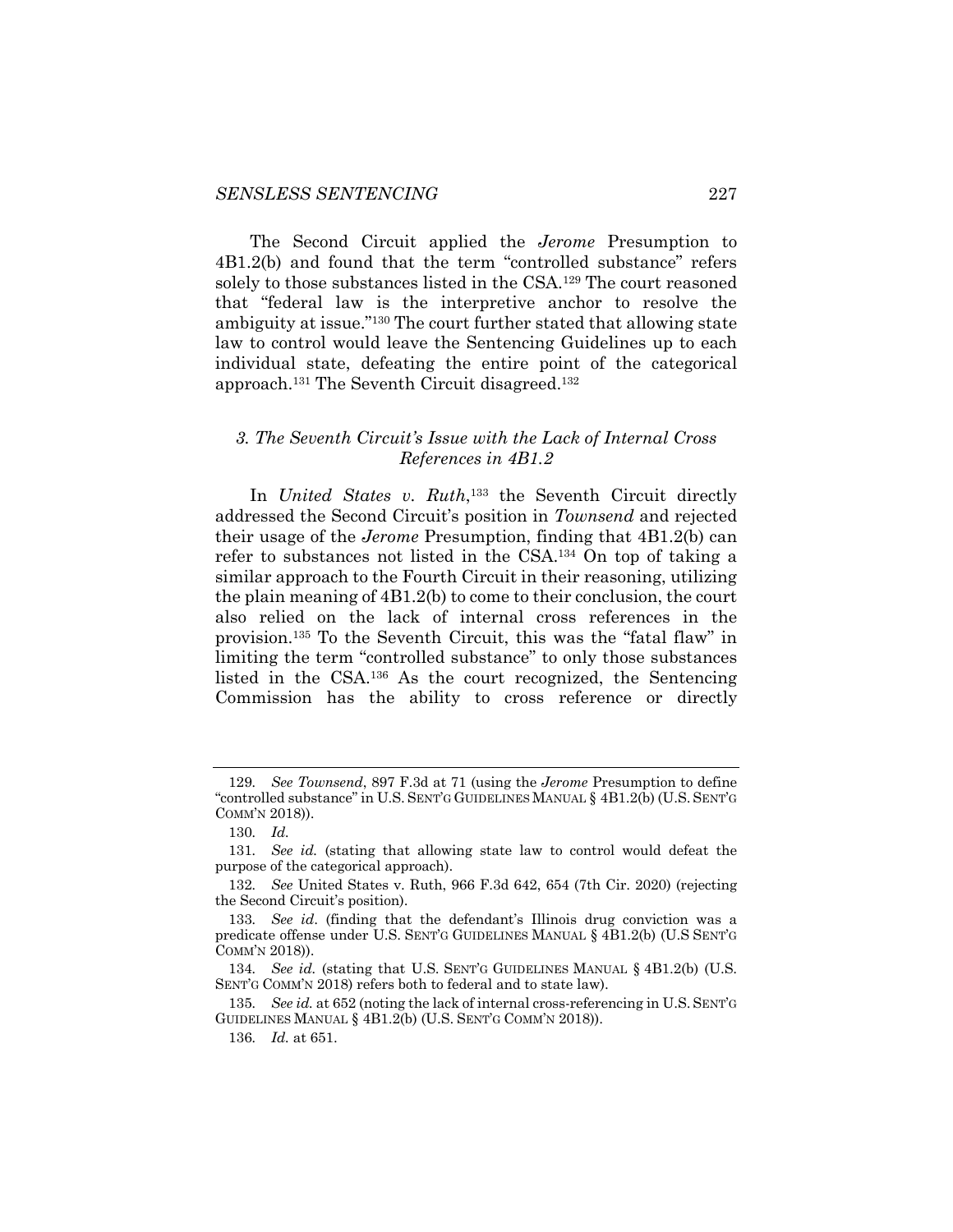The Second Circuit applied the *Jerome* Presumption to 4B1.2(b) and found that the term "controlled substance" refers solely to those substances listed in the CSA.[129] The court reasoned that "federal law is the interpretive anchor to resolve the ambiguity at issue."[130] The court further stated that allowing state law to control would leave the Sentencing Guidelines up to each individual state, defeating the entire point of the categorical approach.[131] The Seventh Circuit disagreed.[132]

### *3. The Seventh Circuit's Issue with the Lack of Internal Cross References in 4B1.2*

In *United States v. Ruth*,[133] the Seventh Circuit directly addressed the Second Circuit's position in *Townsend* and rejected their usage of the *Jerome* Presumption, finding that 4B1.2(b) can refer to substances not listed in the CSA.[134] On top of taking a similar approach to the Fourth Circuit in their reasoning, utilizing the plain meaning of 4B1.2(b) to come to their conclusion, the court also relied on the lack of internal cross references in the provision.[135] To the Seventh Circuit, this was the "fatal flaw" in limiting the term "controlled substance" to only those substances listed in the CSA.[136] As the court recognized, the Sentencing Commission has the ability to cross reference or directly

---

129. *See Townsend*, 897 F.3d at 71 (using the *Jerome* Presumption to define "controlled substance" in U.S. SENT'G GUIDELINES MANUAL § 4B1.2(b) (U.S. SENT'G COMM'N 2018)).

130. *Id.*

131. *See id.* (stating that allowing state law to control would defeat the purpose of the categorical approach).

132. *See* United States v. Ruth, 966 F.3d 642, 654 (7th Cir. 2020) (rejecting the Second Circuit's position).

133. *See id*. (finding that the defendant's Illinois drug conviction was a predicate offense under U.S. SENT'G GUIDELINES MANUAL § 4B1.2(b) (U.S SENT'G COMM'N 2018)).

134. *See id.* (stating that U.S. SENT'G GUIDELINES MANUAL § 4B1.2(b) (U.S. SENT'G COMM'N 2018) refers both to federal and to state law).

135. *See id.* at 652 (noting the lack of internal cross-referencing in U.S. SENT'G GUIDELINES MANUAL § 4B1.2(b) (U.S. SENT'G COMM'N 2018)).

136. *Id.* at 651.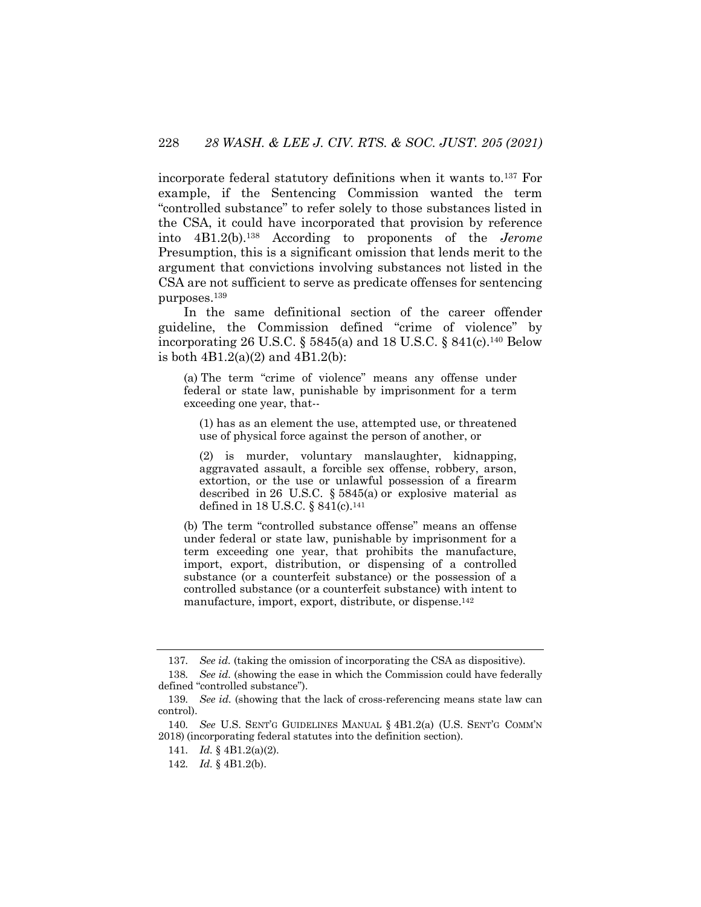incorporate federal statutory definitions when it wants to.[137] For example, if the Sentencing Commission wanted the term "controlled substance" to refer solely to those substances listed in the CSA, it could have incorporated that provision by reference into 4B1.2(b).[138] According to proponents of the *Jerome* Presumption, this is a significant omission that lends merit to the argument that convictions involving substances not listed in the CSA are not sufficient to serve as predicate offenses for sentencing purposes.[139]

In the same definitional section of the career offender guideline, the Commission defined "crime of violence" by incorporating 26 U.S.C. § 5845(a) and 18 U.S.C. § 841(c).[140] Below is both 4B1.2(a)(2) and 4B1.2(b):

> (a) The term "crime of violence" means any offense under federal or state law, punishable by imprisonment for a term exceeding one year, that--
>
> > (1) has as an element the use, attempted use, or threatened use of physical force against the person of another, or
> >
> > (2) is murder, voluntary manslaughter, kidnapping, aggravated assault, a forcible sex offense, robbery, arson, extortion, or the use or unlawful possession of a firearm described in 26 U.S.C. § 5845(a) or explosive material as defined in 18 U.S.C. § 841(c).[141]
>
> (b) The term "controlled substance offense" means an offense under federal or state law, punishable by imprisonment for a term exceeding one year, that prohibits the manufacture, import, export, distribution, or dispensing of a controlled substance (or a counterfeit substance) or the possession of a controlled substance (or a counterfeit substance) with intent to manufacture, import, export, distribute, or dispense.[142]

---

137. *See id.* (taking the omission of incorporating the CSA as dispositive).

138. *See id.* (showing the ease in which the Commission could have federally defined "controlled substance").

139. *See id.* (showing that the lack of cross-referencing means state law can control).

140. *See* U.S. SENT'G GUIDELINES MANUAL § 4B1.2(a) (U.S. SENT'G COMM'N 2018) (incorporating federal statutes into the definition section).

141. *Id.* § 4B1.2(a)(2).

142. *Id.* § 4B1.2(b).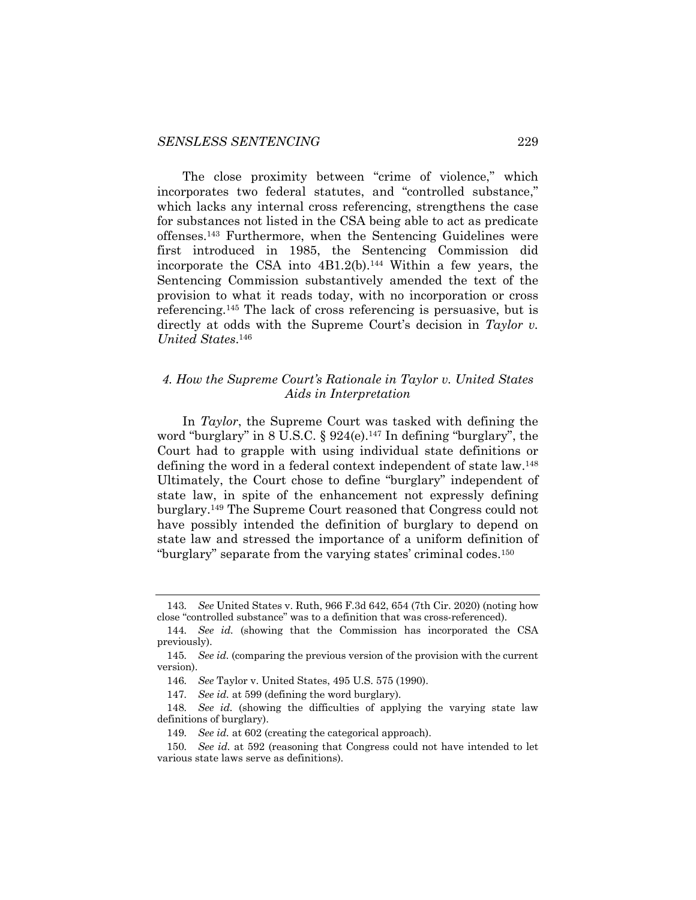The close proximity between "crime of violence," which incorporates two federal statutes, and "controlled substance," which lacks any internal cross referencing, strengthens the case for substances not listed in the CSA being able to act as predicate offenses.[143] Furthermore, when the Sentencing Guidelines were first introduced in 1985, the Sentencing Commission did incorporate the CSA into 4B1.2(b).[144] Within a few years, the Sentencing Commission substantively amended the text of the provision to what it reads today, with no incorporation or cross referencing.[145] The lack of cross referencing is persuasive, but is directly at odds with the Supreme Court's decision in *Taylor v. United States*.[146]

#### *4. How the Supreme Court's Rationale in Taylor v. United States Aids in Interpretation*

In *Taylor*, the Supreme Court was tasked with defining the word "burglary" in 8 U.S.C. § 924(e).[147] In defining "burglary", the Court had to grapple with using individual state definitions or defining the word in a federal context independent of state law.[148] Ultimately, the Court chose to define "burglary" independent of state law, in spite of the enhancement not expressly defining burglary.[149] The Supreme Court reasoned that Congress could not have possibly intended the definition of burglary to depend on state law and stressed the importance of a uniform definition of "burglary" separate from the varying states' criminal codes.[150]

---

143. *See* United States v. Ruth, 966 F.3d 642, 654 (7th Cir. 2020) (noting how close "controlled substance" was to a definition that was cross-referenced).

144. *See id.* (showing that the Commission has incorporated the CSA previously).

145. *See id.* (comparing the previous version of the provision with the current version).

146. *See* Taylor v. United States, 495 U.S. 575 (1990).

147. *See id.* at 599 (defining the word burglary).

148. *See id.* (showing the difficulties of applying the varying state law definitions of burglary).

149. *See id.* at 602 (creating the categorical approach).

150. *See id.* at 592 (reasoning that Congress could not have intended to let various state laws serve as definitions).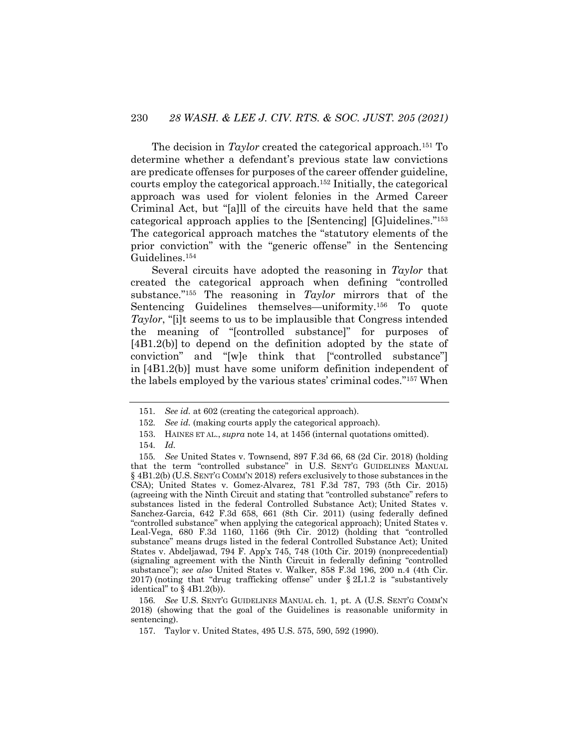The decision in *Taylor* created the categorical approach.[151] To determine whether a defendant's previous state law convictions are predicate offenses for purposes of the career offender guideline, courts employ the categorical approach.[152] Initially, the categorical approach was used for violent felonies in the Armed Career Criminal Act, but "[a]ll of the circuits have held that the same categorical approach applies to the [Sentencing] [G]uidelines."[153] The categorical approach matches the "statutory elements of the prior conviction" with the "generic offense" in the Sentencing Guidelines.[154]

Several circuits have adopted the reasoning in *Taylor* that created the categorical approach when defining "controlled substance."[155] The reasoning in *Taylor* mirrors that of the Sentencing Guidelines themselves—uniformity.[156] To quote *Taylor*, "[i]t seems to us to be implausible that Congress intended the meaning of "[controlled substance]" for purposes of [4B1.2(b)] to depend on the definition adopted by the state of conviction" and "[w]e think that ["controlled substance"] in [4B1.2(b)] must have some uniform definition independent of the labels employed by the various states' criminal codes."[157] When

---

151. *See id.* at 602 (creating the categorical approach).

152. *See id.* (making courts apply the categorical approach).

153. HAINES ET AL., *supra* note 14, at 1456 (internal quotations omitted).

154. *Id.*

155. *See* United States v. Townsend, 897 F.3d 66, 68 (2d Cir. 2018) (holding that the term "controlled substance" in U.S. SENT'G GUIDELINES MANUAL § 4B1.2(b) (U.S. SENT'G COMM'N 2018) refers exclusively to those substances in the CSA); United States v. Gomez-Alvarez, 781 F.3d 787, 793 (5th Cir. 2015) (agreeing with the Ninth Circuit and stating that "controlled substance" refers to substances listed in the federal Controlled Substance Act); United States v. Sanchez-Garcia, 642 F.3d 658, 661 (8th Cir. 2011) (using federally defined "controlled substance" when applying the categorical approach); United States v. Leal-Vega, 680 F.3d 1160, 1166 (9th Cir. 2012) (holding that "controlled substance" means drugs listed in the federal Controlled Substance Act); United States v. Abdeljawad, 794 F. App'x 745, 748 (10th Cir. 2019) (nonprecedential) (signaling agreement with the Ninth Circuit in federally defining "controlled substance"); *see also* United States v. Walker, 858 F.3d 196, 200 n.4 (4th Cir. 2017) (noting that "drug trafficking offense" under § 2L1.2 is "substantively identical" to § 4B1.2(b)).

156. *See* U.S. SENT'G GUIDELINES MANUAL ch. 1, pt. A (U.S. SENT'G COMM'N 2018) (showing that the goal of the Guidelines is reasonable uniformity in sentencing).

157. Taylor v. United States, 495 U.S. 575, 590, 592 (1990).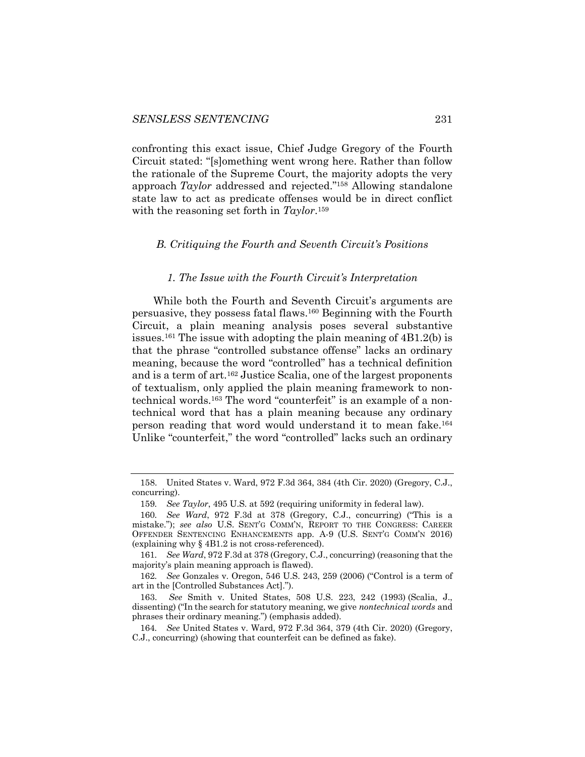confronting this exact issue, Chief Judge Gregory of the Fourth Circuit stated: "[s]omething went wrong here. Rather than follow the rationale of the Supreme Court, the majority adopts the very approach *Taylor* addressed and rejected."[158] Allowing standalone state law to act as predicate offenses would be in direct conflict with the reasoning set forth in *Taylor*.[159]

### *B. Critiquing the Fourth and Seventh Circuit's Positions*

#### *1. The Issue with the Fourth Circuit's Interpretation*

While both the Fourth and Seventh Circuit's arguments are persuasive, they possess fatal flaws.[160] Beginning with the Fourth Circuit, a plain meaning analysis poses several substantive issues.[161] The issue with adopting the plain meaning of 4B1.2(b) is that the phrase "controlled substance offense" lacks an ordinary meaning, because the word "controlled" has a technical definition and is a term of art.[162] Justice Scalia, one of the largest proponents of textualism, only applied the plain meaning framework to non-technical words.[163] The word "counterfeit" is an example of a non-technical word that has a plain meaning because any ordinary person reading that word would understand it to mean fake.[164] Unlike "counterfeit," the word "controlled" lacks such an ordinary

---

158. United States v. Ward, 972 F.3d 364, 384 (4th Cir. 2020) (Gregory, C.J., concurring).

159. *See Taylor*, 495 U.S. at 592 (requiring uniformity in federal law).

160. *See Ward*, 972 F.3d at 378 (Gregory, C.J., concurring) ("This is a mistake."); *see also* U.S. SENT'G COMM'N, REPORT TO THE CONGRESS: CAREER OFFENDER SENTENCING ENHANCEMENTS app. A-9 (U.S. SENT'G COMM'N 2016) (explaining why § 4B1.2 is not cross-referenced).

161. *See Ward*, 972 F.3d at 378 (Gregory, C.J., concurring) (reasoning that the majority's plain meaning approach is flawed).

162. *See* Gonzales v. Oregon, 546 U.S. 243, 259 (2006) ("Control is a term of art in the [Controlled Substances Act].").

163. *See* Smith v. United States, 508 U.S. 223, 242 (1993) (Scalia, J., dissenting) ("In the search for statutory meaning, we give *nontechnical words* and phrases their ordinary meaning.") (emphasis added).

164. *See* United States v. Ward, 972 F.3d 364, 379 (4th Cir. 2020) (Gregory, C.J., concurring) (showing that counterfeit can be defined as fake).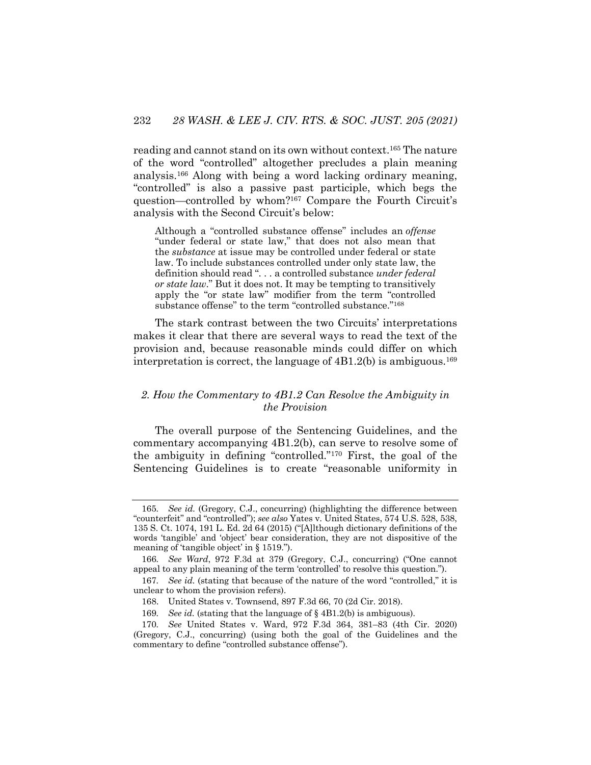reading and cannot stand on its own without context.[165] The nature of the word "controlled" altogether precludes a plain meaning analysis.[166] Along with being a word lacking ordinary meaning, "controlled" is also a passive past participle, which begs the question—controlled by whom?[167] Compare the Fourth Circuit's analysis with the Second Circuit's below:

> Although a "controlled substance offense" includes an *offense* "under federal or state law," that does not also mean that the *substance* at issue may be controlled under federal or state law. To include substances controlled under only state law, the definition should read ". . . a controlled substance *under federal or state law*." But it does not. It may be tempting to transitively apply the "or state law" modifier from the term "controlled substance offense" to the term "controlled substance."[168]

The stark contrast between the two Circuits' interpretations makes it clear that there are several ways to read the text of the provision and, because reasonable minds could differ on which interpretation is correct, the language of 4B1.2(b) is ambiguous.[169]

### *2. How the Commentary to 4B1.2 Can Resolve the Ambiguity in the Provision*

The overall purpose of the Sentencing Guidelines, and the commentary accompanying 4B1.2(b), can serve to resolve some of the ambiguity in defining "controlled."[170] First, the goal of the Sentencing Guidelines is to create "reasonable uniformity in

---

165. *See id.* (Gregory, C.J., concurring) (highlighting the difference between "counterfeit" and "controlled"); *see also* Yates v. United States, 574 U.S. 528, 538, 135 S. Ct. 1074, 191 L. Ed. 2d 64 (2015) ("[A]lthough dictionary definitions of the words 'tangible' and 'object' bear consideration, they are not dispositive of the meaning of 'tangible object' in § 1519.").

166. *See Ward*, 972 F.3d at 379 (Gregory, C.J., concurring) ("One cannot appeal to any plain meaning of the term 'controlled' to resolve this question.").

167. *See id.* (stating that because of the nature of the word "controlled," it is unclear to whom the provision refers).

168. United States v. Townsend, 897 F.3d 66, 70 (2d Cir. 2018).

169. *See id.* (stating that the language of § 4B1.2(b) is ambiguous).

170. *See* United States v. Ward, 972 F.3d 364, 381–83 (4th Cir. 2020) (Gregory, C.J., concurring) (using both the goal of the Guidelines and the commentary to define "controlled substance offense").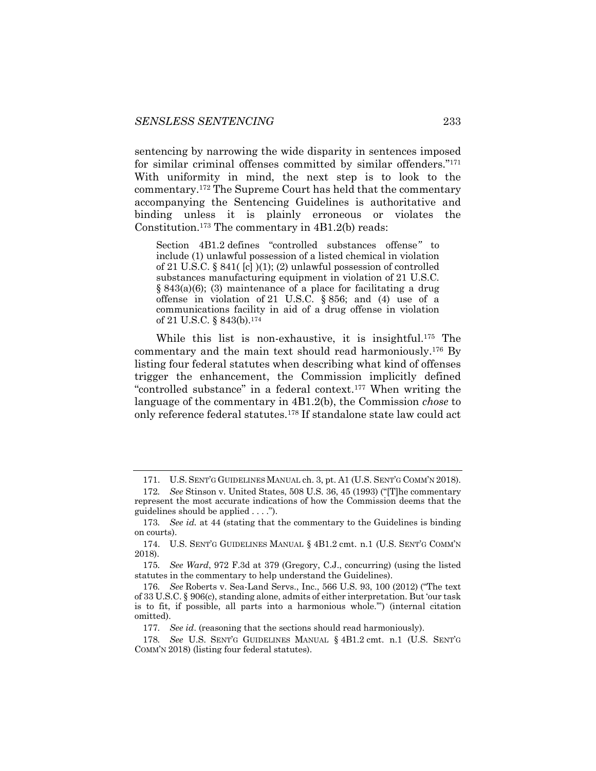sentencing by narrowing the wide disparity in sentences imposed for similar criminal offenses committed by similar offenders."[171] With uniformity in mind, the next step is to look to the commentary.[172] The Supreme Court has held that the commentary accompanying the Sentencing Guidelines is authoritative and binding unless it is plainly erroneous or violates the Constitution.[173] The commentary in 4B1.2(b) reads:

> Section 4B1.2 defines "controlled substances offense" to include (1) unlawful possession of a listed chemical in violation of 21 U.S.C. § 841( [c] )(1); (2) unlawful possession of controlled substances manufacturing equipment in violation of 21 U.S.C. § 843(a)(6); (3) maintenance of a place for facilitating a drug offense in violation of 21 U.S.C. § 856; and (4) use of a communications facility in aid of a drug offense in violation of 21 U.S.C. § 843(b).[174]

While this list is non-exhaustive, it is insightful.[175] The commentary and the main text should read harmoniously.[176] By listing four federal statutes when describing what kind of offenses trigger the enhancement, the Commission implicitly defined "controlled substance" in a federal context.[177] When writing the language of the commentary in 4B1.2(b), the Commission *chose* to only reference federal statutes.[178] If standalone state law could act

---

171. U.S. SENT'G GUIDELINES MANUAL ch. 3, pt. A1 (U.S. SENT'G COMM'N 2018).

172. *See* Stinson v. United States, 508 U.S. 36, 45 (1993) ("[T]he commentary represent the most accurate indications of how the Commission deems that the guidelines should be applied . . . .").

173. *See id.* at 44 (stating that the commentary to the Guidelines is binding on courts).

174. U.S. SENT'G GUIDELINES MANUAL § 4B1.2 cmt. n.1 (U.S. SENT'G COMM'N 2018).

175. *See Ward*, 972 F.3d at 379 (Gregory, C.J., concurring) (using the listed statutes in the commentary to help understand the Guidelines).

176. *See* Roberts v. Sea-Land Servs., Inc., 566 U.S. 93, 100 (2012) ("The text of 33 U.S.C. § 906(c), standing alone, admits of either interpretation. But 'our task is to fit, if possible, all parts into a harmonious whole.'") (internal citation omitted).

177. *See id.* (reasoning that the sections should read harmoniously).

178. *See* U.S. SENT'G GUIDELINES MANUAL § 4B1.2 cmt. n.1 (U.S. SENT'G COMM'N 2018) (listing four federal statutes).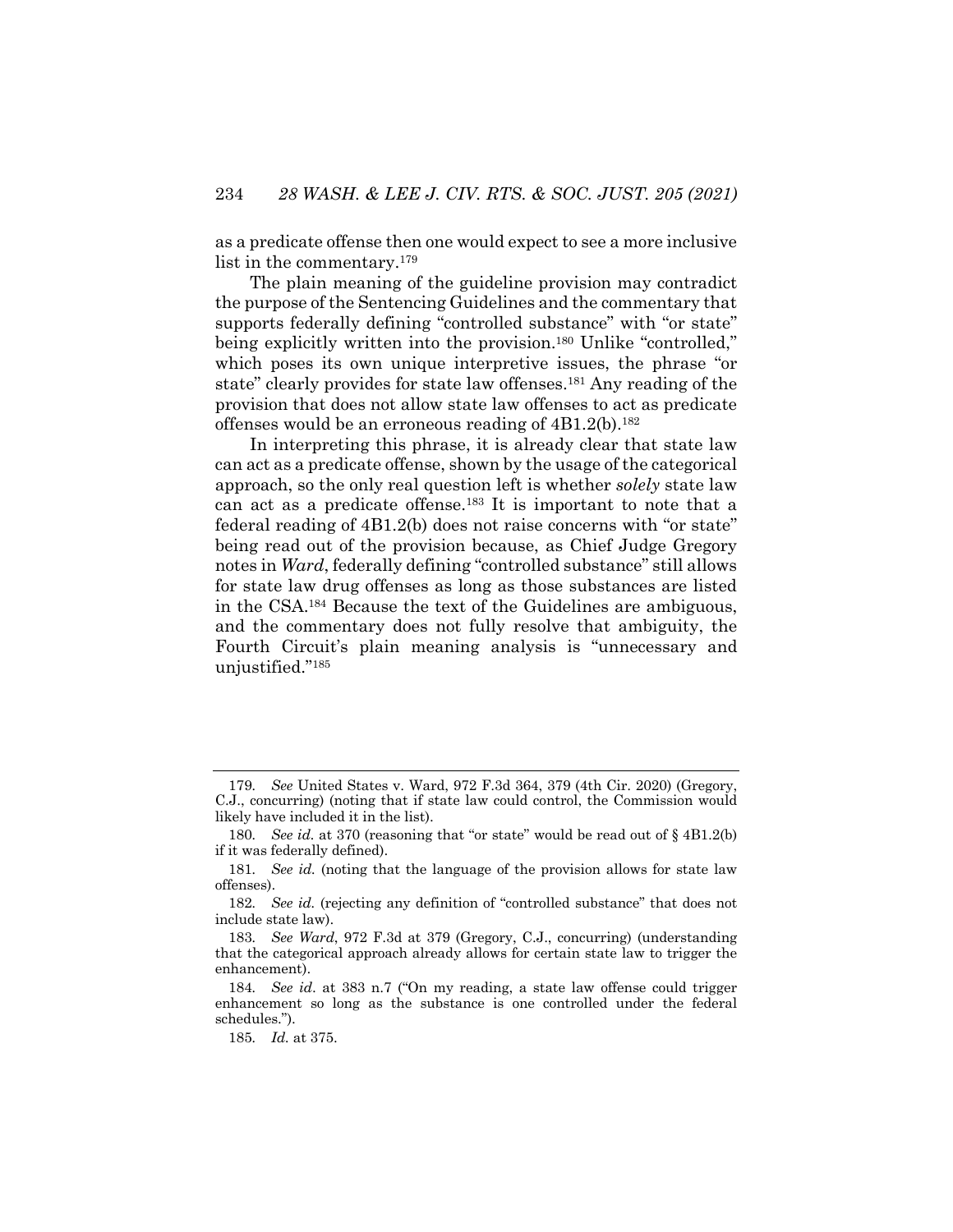as a predicate offense then one would expect to see a more inclusive list in the commentary.[179]

The plain meaning of the guideline provision may contradict the purpose of the Sentencing Guidelines and the commentary that supports federally defining "controlled substance" with "or state" being explicitly written into the provision.[180] Unlike "controlled," which poses its own unique interpretive issues, the phrase "or state" clearly provides for state law offenses.[181] Any reading of the provision that does not allow state law offenses to act as predicate offenses would be an erroneous reading of 4B1.2(b).[182]

In interpreting this phrase, it is already clear that state law can act as a predicate offense, shown by the usage of the categorical approach, so the only real question left is whether *solely* state law can act as a predicate offense.[183] It is important to note that a federal reading of 4B1.2(b) does not raise concerns with "or state" being read out of the provision because, as Chief Judge Gregory notes in *Ward*, federally defining "controlled substance" still allows for state law drug offenses as long as those substances are listed in the CSA.[184] Because the text of the Guidelines are ambiguous, and the commentary does not fully resolve that ambiguity, the Fourth Circuit's plain meaning analysis is "unnecessary and unjustified."[185]

---

179. *See* United States v. Ward, 972 F.3d 364, 379 (4th Cir. 2020) (Gregory, C.J., concurring) (noting that if state law could control, the Commission would likely have included it in the list).

180. *See id.* at 370 (reasoning that "or state" would be read out of § 4B1.2(b) if it was federally defined).

181. *See id.* (noting that the language of the provision allows for state law offenses).

182. *See id.* (rejecting any definition of "controlled substance" that does not include state law).

183. *See Ward*, 972 F.3d at 379 (Gregory, C.J., concurring) (understanding that the categorical approach already allows for certain state law to trigger the enhancement).

184. *See id*. at 383 n.7 ("On my reading, a state law offense could trigger enhancement so long as the substance is one controlled under the federal schedules.").

185. *Id.* at 375.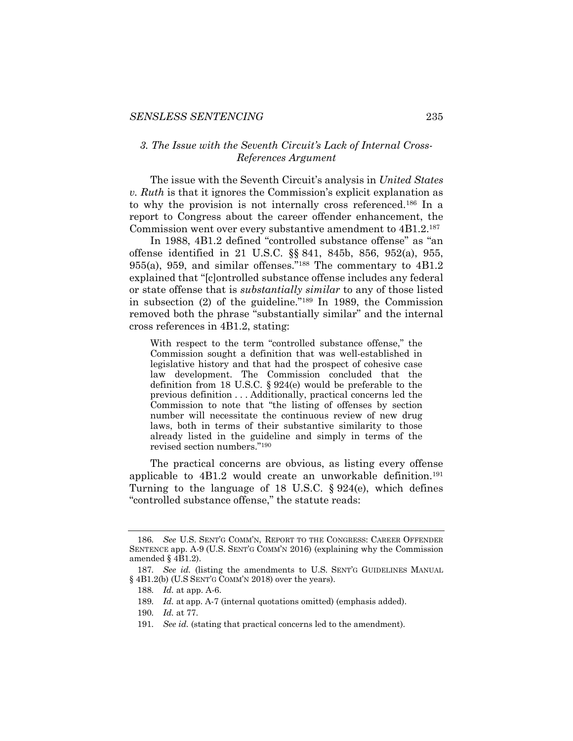### *3. The Issue with the Seventh Circuit's Lack of Internal Cross-References Argument*

The issue with the Seventh Circuit's analysis in *United States v. Ruth* is that it ignores the Commission's explicit explanation as to why the provision is not internally cross referenced.[186] In a report to Congress about the career offender enhancement, the Commission went over every substantive amendment to 4B1.2.[187]

In 1988, 4B1.2 defined "controlled substance offense" as "an offense identified in 21 U.S.C. §§ 841, 845b, 856, 952(a), 955, 955(a), 959, and similar offenses."[188] The commentary to 4B1.2 explained that "[c]ontrolled substance offense includes any federal or state offense that is *substantially similar* to any of those listed in subsection (2) of the guideline."[189] In 1989, the Commission removed both the phrase "substantially similar" and the internal cross references in 4B1.2, stating:

> With respect to the term "controlled substance offense," the Commission sought a definition that was well-established in legislative history and that had the prospect of cohesive case law development. The Commission concluded that the definition from 18 U.S.C. § 924(e) would be preferable to the previous definition . . . Additionally, practical concerns led the Commission to note that "the listing of offenses by section number will necessitate the continuous review of new drug laws, both in terms of their substantive similarity to those already listed in the guideline and simply in terms of the revised section numbers."[190]

The practical concerns are obvious, as listing every offense applicable to 4B1.2 would create an unworkable definition.[191] Turning to the language of 18 U.S.C. § 924(e), which defines "controlled substance offense," the statute reads:

---

186. *See* U.S. SENT'G COMM'N, REPORT TO THE CONGRESS: CAREER OFFENDER SENTENCE app. A-9 (U.S. SENT'G COMM'N 2016) (explaining why the Commission amended § 4B1.2).

187. *See id.* (listing the amendments to U.S. SENT'G GUIDELINES MANUAL § 4B1.2(b) (U.S SENT'G COMM'N 2018) over the years).

188. *Id.* at app. A-6.

189. *Id.* at app. A-7 (internal quotations omitted) (emphasis added).

190. *Id.* at 77.

191. *See id.* (stating that practical concerns led to the amendment).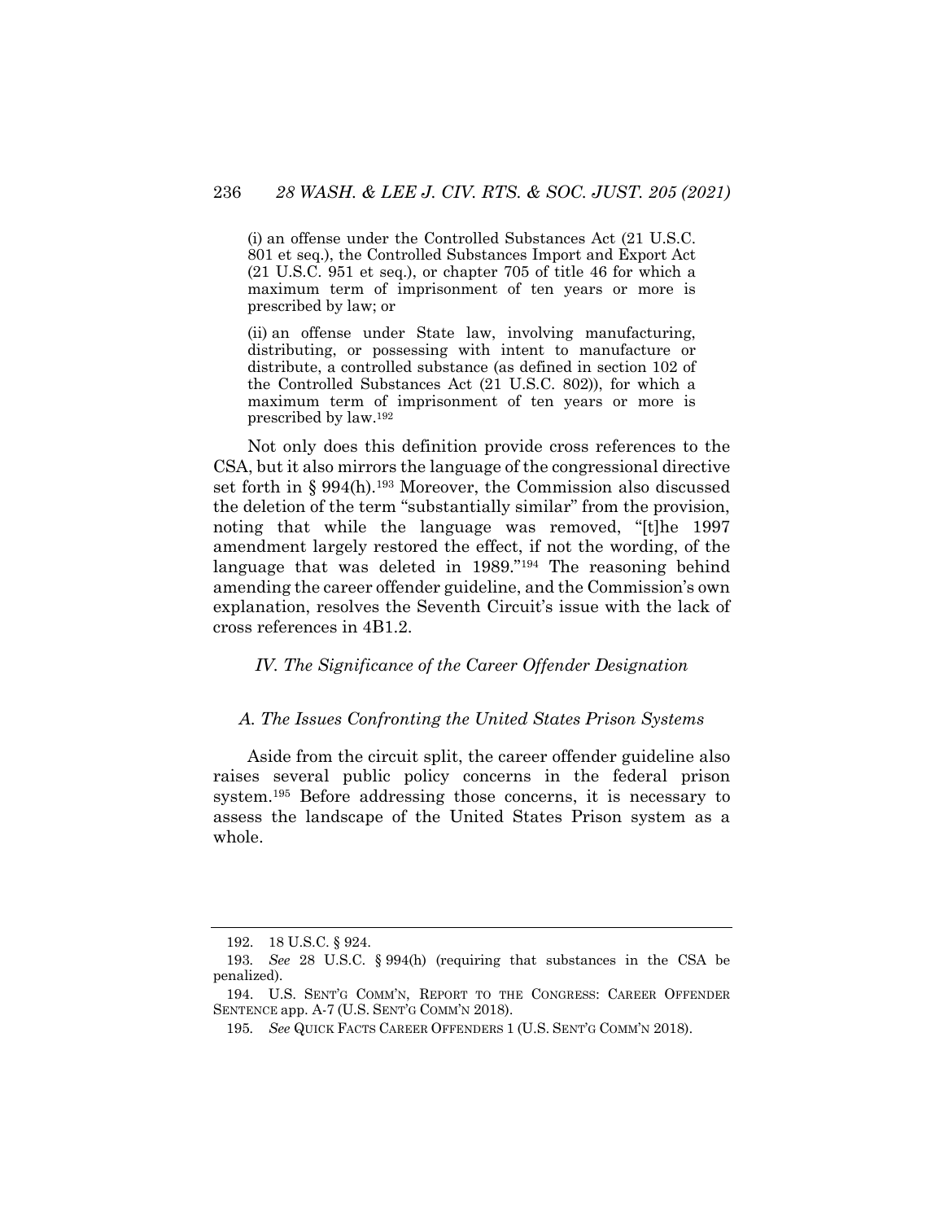> (i) an offense under the Controlled Substances Act (21 U.S.C. 801 et seq.), the Controlled Substances Import and Export Act (21 U.S.C. 951 et seq.), or chapter 705 of title 46 for which a maximum term of imprisonment of ten years or more is prescribed by law; or
>
> (ii) an offense under State law, involving manufacturing, distributing, or possessing with intent to manufacture or distribute, a controlled substance (as defined in section 102 of the Controlled Substances Act (21 U.S.C. 802)), for which a maximum term of imprisonment of ten years or more is prescribed by law.[192]

Not only does this definition provide cross references to the CSA, but it also mirrors the language of the congressional directive set forth in § 994(h).[193] Moreover, the Commission also discussed the deletion of the term "substantially similar" from the provision, noting that while the language was removed, "[t]he 1997 amendment largely restored the effect, if not the wording, of the language that was deleted in 1989."[194] The reasoning behind amending the career offender guideline, and the Commission's own explanation, resolves the Seventh Circuit's issue with the lack of cross references in 4B1.2.

## *IV. The Significance of the Career Offender Designation*

### *A. The Issues Confronting the United States Prison Systems*

Aside from the circuit split, the career offender guideline also raises several public policy concerns in the federal prison system.[195] Before addressing those concerns, it is necessary to assess the landscape of the United States Prison system as a whole.

---

192. 18 U.S.C. § 924.

193. *See* 28 U.S.C. § 994(h) (requiring that substances in the CSA be penalized).

194. U.S. SENT'G COMM'N, REPORT TO THE CONGRESS: CAREER OFFENDER SENTENCE app. A-7 (U.S. SENT'G COMM'N 2018).

195. *See* QUICK FACTS CAREER OFFENDERS 1 (U.S. SENT'G COMM'N 2018).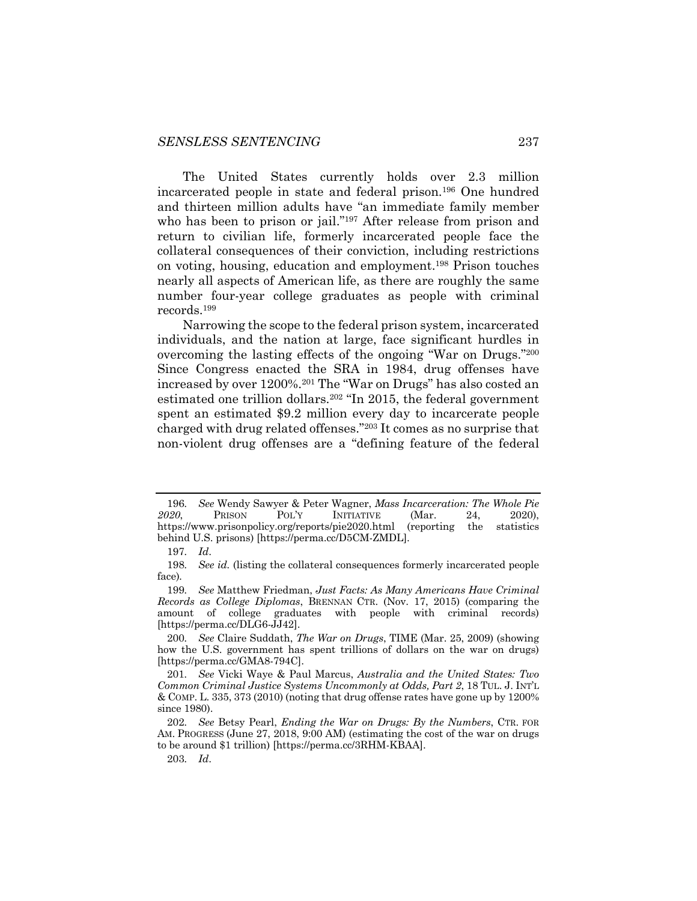The United States currently holds over 2.3 million incarcerated people in state and federal prison.[196] One hundred and thirteen million adults have "an immediate family member who has been to prison or jail."[197] After release from prison and return to civilian life, formerly incarcerated people face the collateral consequences of their conviction, including restrictions on voting, housing, education and employment.[198] Prison touches nearly all aspects of American life, as there are roughly the same number four-year college graduates as people with criminal records.[199]

Narrowing the scope to the federal prison system, incarcerated individuals, and the nation at large, face significant hurdles in overcoming the lasting effects of the ongoing "War on Drugs."[200] Since Congress enacted the SRA in 1984, drug offenses have increased by over 1200%.[201] The "War on Drugs" has also costed an estimated one trillion dollars.[202] "In 2015, the federal government spent an estimated $9.2 million every day to incarcerate people charged with drug related offenses."[203] It comes as no surprise that non-violent drug offenses are a "defining feature of the federal

---

196. *See* Wendy Sawyer & Peter Wagner, *Mass Incarceration: The Whole Pie 2020*, PRISON POL'Y INITIATIVE (Mar. 24, 2020), https://www.prisonpolicy.org/reports/pie2020.html (reporting the statistics behind U.S. prisons) [https://perma.cc/D5CM-ZMDL].

197. *Id*.

198. *See id.* (listing the collateral consequences formerly incarcerated people face).

199. *See* Matthew Friedman, *Just Facts: As Many Americans Have Criminal Records as College Diplomas*, BRENNAN CTR. (Nov. 17, 2015) (comparing the amount of college graduates with people with criminal records) [https://perma.cc/DLG6-JJ42].

200. *See* Claire Suddath, *The War on Drugs*, TIME (Mar. 25, 2009) (showing how the U.S. government has spent trillions of dollars on the war on drugs) [https://perma.cc/GMA8-794C].

201. *See* Vicki Waye & Paul Marcus, *Australia and the United States: Two Common Criminal Justice Systems Uncommonly at Odds, Part 2*, 18 TUL. J. INT'L & COMP. L. 335, 373 (2010) (noting that drug offense rates have gone up by 1200% since 1980).

202. *See* Betsy Pearl, *Ending the War on Drugs: By the Numbers*, CTR. FOR AM. PROGRESS (June 27, 2018, 9:00 AM) (estimating the cost of the war on drugs to be around $1 trillion) [https://perma.cc/3RHM-KBAA].

203. *Id*.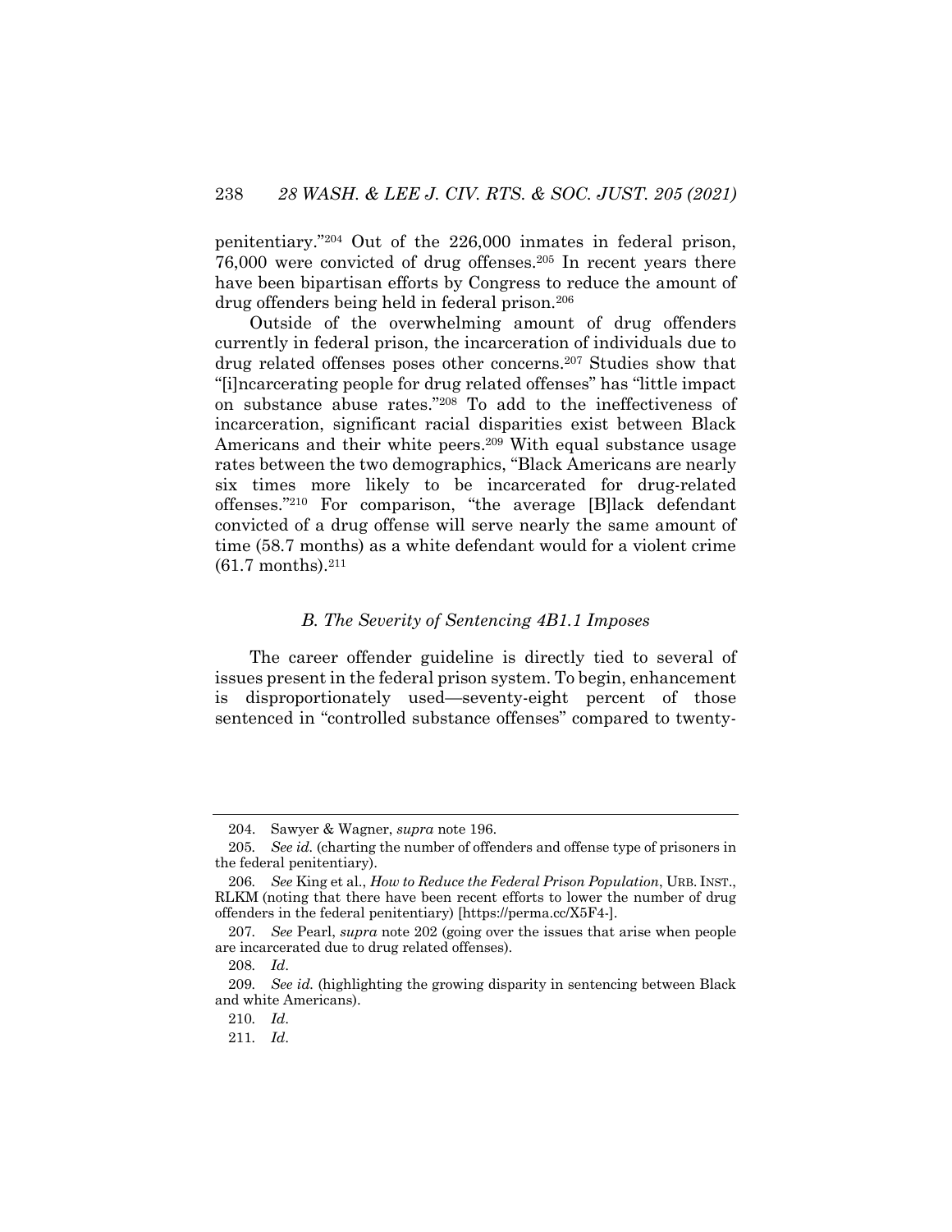penitentiary."[204] Out of the 226,000 inmates in federal prison, 76,000 were convicted of drug offenses.[205] In recent years there have been bipartisan efforts by Congress to reduce the amount of drug offenders being held in federal prison.[206]

Outside of the overwhelming amount of drug offenders currently in federal prison, the incarceration of individuals due to drug related offenses poses other concerns.[207] Studies show that "[i]ncarcerating people for drug related offenses" has "little impact on substance abuse rates."[208] To add to the ineffectiveness of incarceration, significant racial disparities exist between Black Americans and their white peers.[209] With equal substance usage rates between the two demographics, "Black Americans are nearly six times more likely to be incarcerated for drug-related offenses."[210] For comparison, "the average [B]lack defendant convicted of a drug offense will serve nearly the same amount of time (58.7 months) as a white defendant would for a violent crime (61.7 months).[211]

### *B. The Severity of Sentencing 4B1.1 Imposes*

The career offender guideline is directly tied to several of issues present in the federal prison system. To begin, enhancement is disproportionately used—seventy-eight percent of those sentenced in "controlled substance offenses" compared to twenty-

---

204. Sawyer & Wagner, *supra* note 196.

205. *See id.* (charting the number of offenders and offense type of prisoners in the federal penitentiary).

206. *See* King et al., *How to Reduce the Federal Prison Population*, URB. INST., RLKM (noting that there have been recent efforts to lower the number of drug offenders in the federal penitentiary) [https://perma.cc/X5F4-].

207. *See* Pearl, *supra* note 202 (going over the issues that arise when people are incarcerated due to drug related offenses).

208. *Id*.

209. *See id.* (highlighting the growing disparity in sentencing between Black and white Americans).

210. *Id*.

211. *Id*.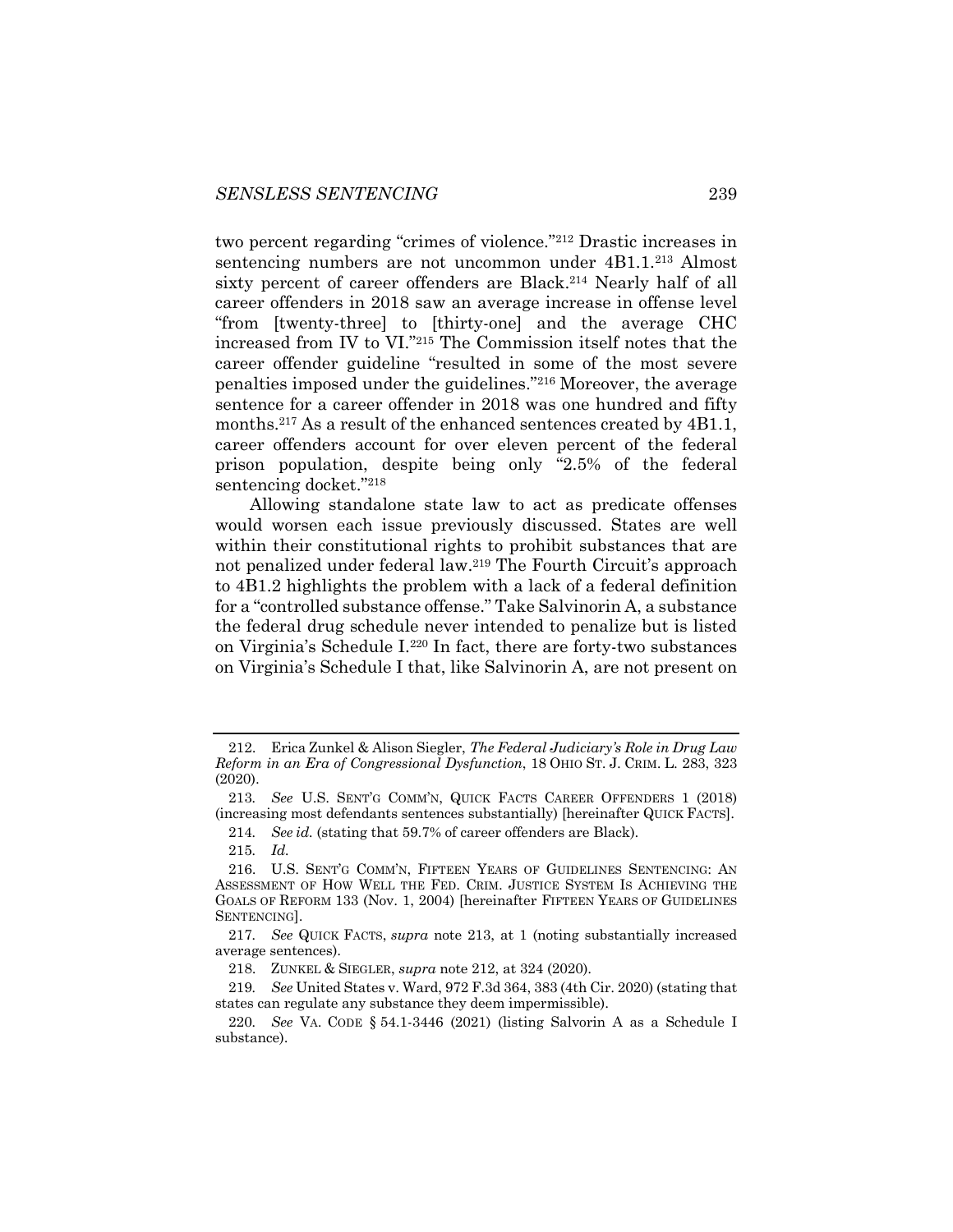two percent regarding "crimes of violence."[212] Drastic increases in sentencing numbers are not uncommon under 4B1.1.[213] Almost sixty percent of career offenders are Black.[214] Nearly half of all career offenders in 2018 saw an average increase in offense level "from [twenty-three] to [thirty-one] and the average CHC increased from IV to VI."[215] The Commission itself notes that the career offender guideline "resulted in some of the most severe penalties imposed under the guidelines."[216] Moreover, the average sentence for a career offender in 2018 was one hundred and fifty months.[217] As a result of the enhanced sentences created by 4B1.1, career offenders account for over eleven percent of the federal prison population, despite being only "2.5% of the federal sentencing docket."[218]

Allowing standalone state law to act as predicate offenses would worsen each issue previously discussed. States are well within their constitutional rights to prohibit substances that are not penalized under federal law.[219] The Fourth Circuit's approach to 4B1.2 highlights the problem with a lack of a federal definition for a "controlled substance offense." Take Salvinorin A, a substance the federal drug schedule never intended to penalize but is listed on Virginia's Schedule I.[220] In fact, there are forty-two substances on Virginia's Schedule I that, like Salvinorin A, are not present on

---

212. Erica Zunkel & Alison Siegler, *The Federal Judiciary's Role in Drug Law Reform in an Era of Congressional Dysfunction*, 18 OHIO ST. J. CRIM. L. 283, 323 (2020).

213. *See* U.S. SENT'G COMM'N, QUICK FACTS CAREER OFFENDERS 1 (2018) (increasing most defendants sentences substantially) [hereinafter QUICK FACTS].

214. *See id.* (stating that 59.7% of career offenders are Black).

215. *Id.*

216. U.S. SENT'G COMM'N, FIFTEEN YEARS OF GUIDELINES SENTENCING: AN ASSESSMENT OF HOW WELL THE FED. CRIM. JUSTICE SYSTEM IS ACHIEVING THE GOALS OF REFORM 133 (Nov. 1, 2004) [hereinafter FIFTEEN YEARS OF GUIDELINES SENTENCING].

217. *See* QUICK FACTS, *supra* note 213, at 1 (noting substantially increased average sentences).

218. ZUNKEL & SIEGLER, *supra* note 212, at 324 (2020).

219. *See* United States v. Ward, 972 F.3d 364, 383 (4th Cir. 2020) (stating that states can regulate any substance they deem impermissible).

220. *See* VA. CODE § 54.1-3446 (2021) (listing Salvorin A as a Schedule I substance).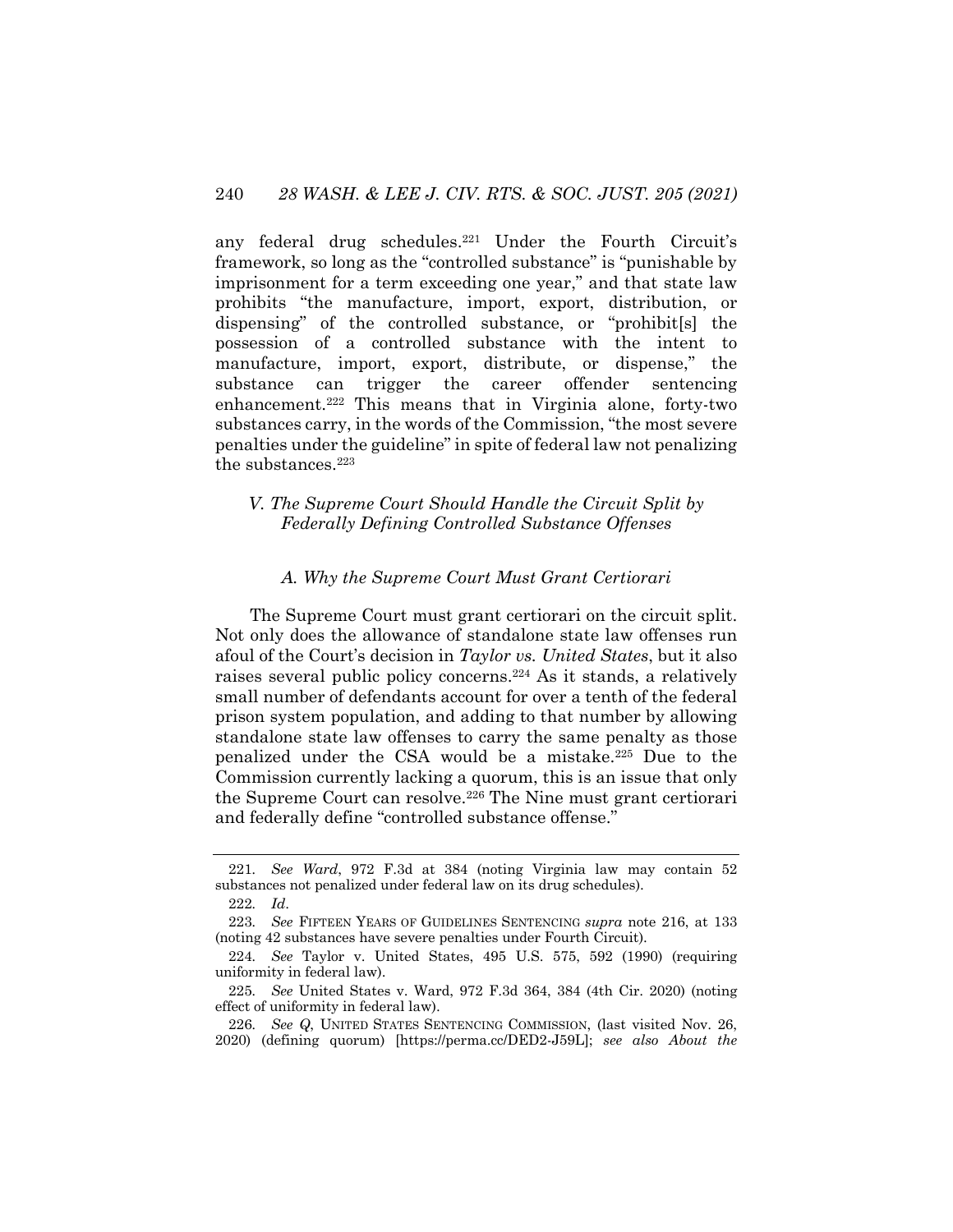any federal drug schedules.[221] Under the Fourth Circuit's framework, so long as the "controlled substance" is "punishable by imprisonment for a term exceeding one year," and that state law prohibits "the manufacture, import, export, distribution, or dispensing" of the controlled substance, or "prohibit[s] the possession of a controlled substance with the intent to manufacture, import, export, distribute, or dispense," the substance can trigger the career offender sentencing enhancement.[222] This means that in Virginia alone, forty-two substances carry, in the words of the Commission, "the most severe penalties under the guideline" in spite of federal law not penalizing the substances.[223]

## *V. The Supreme Court Should Handle the Circuit Split by Federally Defining Controlled Substance Offenses*

### *A. Why the Supreme Court Must Grant Certiorari*

The Supreme Court must grant certiorari on the circuit split. Not only does the allowance of standalone state law offenses run afoul of the Court's decision in *Taylor vs. United States*, but it also raises several public policy concerns.[224] As it stands, a relatively small number of defendants account for over a tenth of the federal prison system population, and adding to that number by allowing standalone state law offenses to carry the same penalty as those penalized under the CSA would be a mistake.[225] Due to the Commission currently lacking a quorum, this is an issue that only the Supreme Court can resolve.[226] The Nine must grant certiorari and federally define "controlled substance offense."

---

221. *See Ward*, 972 F.3d at 384 (noting Virginia law may contain 52 substances not penalized under federal law on its drug schedules).

222. *Id*.

223. *See* FIFTEEN YEARS OF GUIDELINES SENTENCING *supra* note 216, at 133 (noting 42 substances have severe penalties under Fourth Circuit).

224. *See* Taylor v. United States, 495 U.S. 575, 592 (1990) (requiring uniformity in federal law).

225. *See* United States v. Ward, 972 F.3d 364, 384 (4th Cir. 2020) (noting effect of uniformity in federal law).

226. *See Q*, UNITED STATES SENTENCING COMMISSION, (last visited Nov. 26, 2020) (defining quorum) [https://perma.cc/DED2-J59L]; *see also About the*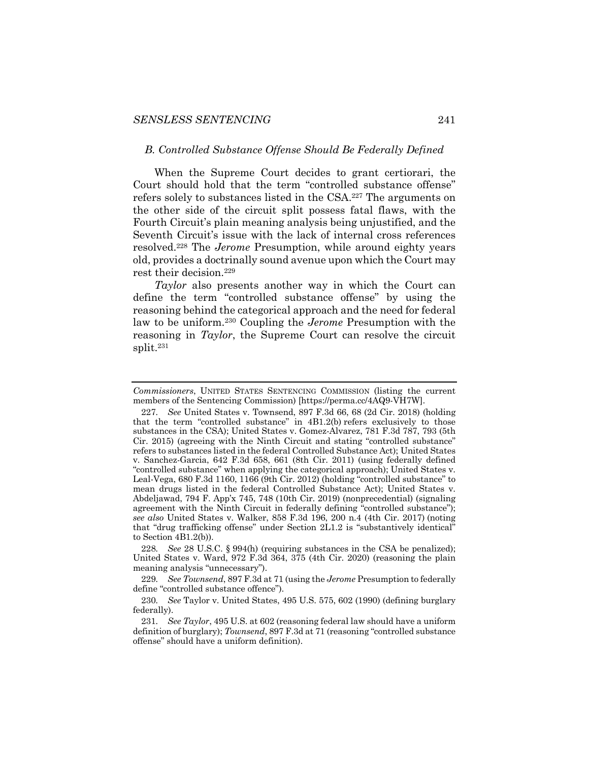### *B. Controlled Substance Offense Should Be Federally Defined*

When the Supreme Court decides to grant certiorari, the Court should hold that the term "controlled substance offense" refers solely to substances listed in the CSA.[227] The arguments on the other side of the circuit split possess fatal flaws, with the Fourth Circuit's plain meaning analysis being unjustified, and the Seventh Circuit's issue with the lack of internal cross references resolved.[228] The *Jerome* Presumption, while around eighty years old, provides a doctrinally sound avenue upon which the Court may rest their decision.[229]

*Taylor* also presents another way in which the Court can define the term "controlled substance offense" by using the reasoning behind the categorical approach and the need for federal law to be uniform.[230] Coupling the *Jerome* Presumption with the reasoning in *Taylor*, the Supreme Court can resolve the circuit split.[231]

---

*Commissioners*, UNITED STATES SENTENCING COMMISSION (listing the current members of the Sentencing Commission) [https://perma.cc/4AQ9-VH7W].

227. *See* United States v. Townsend, 897 F.3d 66, 68 (2d Cir. 2018) (holding that the term "controlled substance" in 4B1.2(b) refers exclusively to those substances in the CSA); United States v. Gomez-Alvarez, 781 F.3d 787, 793 (5th Cir. 2015) (agreeing with the Ninth Circuit and stating "controlled substance" refers to substances listed in the federal Controlled Substance Act); United States v. Sanchez-Garcia, 642 F.3d 658, 661 (8th Cir. 2011) (using federally defined "controlled substance" when applying the categorical approach); United States v. Leal-Vega, 680 F.3d 1160, 1166 (9th Cir. 2012) (holding "controlled substance" to mean drugs listed in the federal Controlled Substance Act); United States v. Abdeljawad, 794 F. App'x 745, 748 (10th Cir. 2019) (nonprecedential) (signaling agreement with the Ninth Circuit in federally defining "controlled substance"); *see also* United States v. Walker, 858 F.3d 196, 200 n.4 (4th Cir. 2017) (noting that "drug trafficking offense" under Section 2L1.2 is "substantively identical" to Section 4B1.2(b)).

228. *See* 28 U.S.C. § 994(h) (requiring substances in the CSA be penalized); United States v. Ward, 972 F.3d 364, 375 (4th Cir. 2020) (reasoning the plain meaning analysis "unnecessary").

229. *See Townsend*, 897 F.3d at 71 (using the *Jerome* Presumption to federally define "controlled substance offence").

230. *See* Taylor v. United States, 495 U.S. 575, 602 (1990) (defining burglary federally).

231. *See Taylor*, 495 U.S. at 602 (reasoning federal law should have a uniform definition of burglary); *Townsend*, 897 F.3d at 71 (reasoning "controlled substance offense" should have a uniform definition).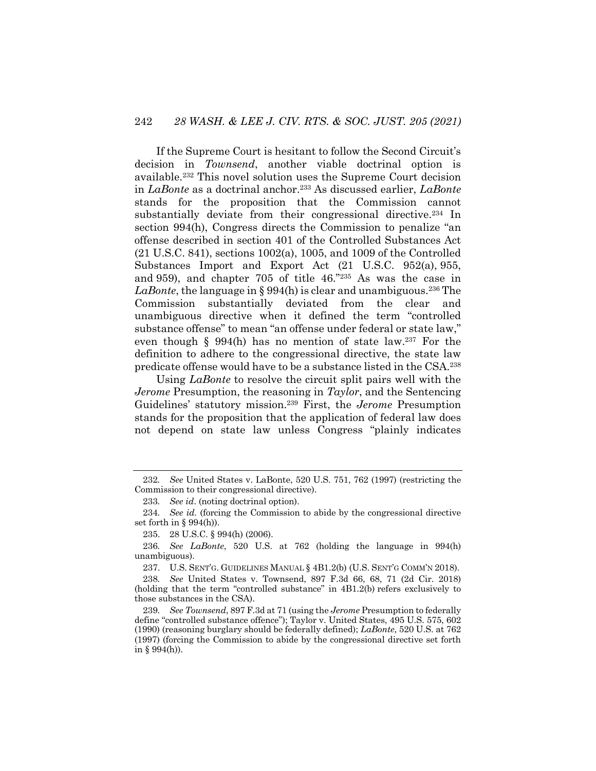If the Supreme Court is hesitant to follow the Second Circuit's decision in *Townsend*, another viable doctrinal option is available.[232] This novel solution uses the Supreme Court decision in *LaBonte* as a doctrinal anchor.[233] As discussed earlier, *LaBonte* stands for the proposition that the Commission cannot substantially deviate from their congressional directive.[234] In section 994(h), Congress directs the Commission to penalize "an offense described in section 401 of the Controlled Substances Act (21 U.S.C. 841), sections 1002(a), 1005, and 1009 of the Controlled Substances Import and Export Act (21 U.S.C. 952(a), 955, and 959), and chapter 705 of title 46."[235] As was the case in *LaBonte*, the language in § 994(h) is clear and unambiguous.[236] The Commission substantially deviated from the clear and unambiguous directive when it defined the term "controlled substance offense" to mean "an offense under federal or state law," even though § 994(h) has no mention of state law.[237] For the definition to adhere to the congressional directive, the state law predicate offense would have to be a substance listed in the CSA.[238]

Using *LaBonte* to resolve the circuit split pairs well with the *Jerome* Presumption, the reasoning in *Taylor*, and the Sentencing Guidelines' statutory mission.[239] First, the *Jerome* Presumption stands for the proposition that the application of federal law does not depend on state law unless Congress "plainly indicates

---

232. *See* United States v. LaBonte, 520 U.S. 751, 762 (1997) (restricting the Commission to their congressional directive).

233. *See id*. (noting doctrinal option).

234. *See id.* (forcing the Commission to abide by the congressional directive set forth in § 994(h)).

235. 28 U.S.C. § 994(h) (2006).

236. *See LaBonte*, 520 U.S. at 762 (holding the language in 994(h) unambiguous).

237. U.S. SENT'G. GUIDELINES MANUAL § 4B1.2(b) (U.S. SENT'G COMM'N 2018).

238. *See* United States v. Townsend, 897 F.3d 66, 68, 71 (2d Cir. 2018) (holding that the term "controlled substance" in 4B1.2(b) refers exclusively to those substances in the CSA).

239. *See Townsend*, 897 F.3d at 71 (using the *Jerome* Presumption to federally define "controlled substance offence"); Taylor v. United States, 495 U.S. 575, 602 (1990) (reasoning burglary should be federally defined); *LaBonte*, 520 U.S. at 762 (1997) (forcing the Commission to abide by the congressional directive set forth in § 994(h)).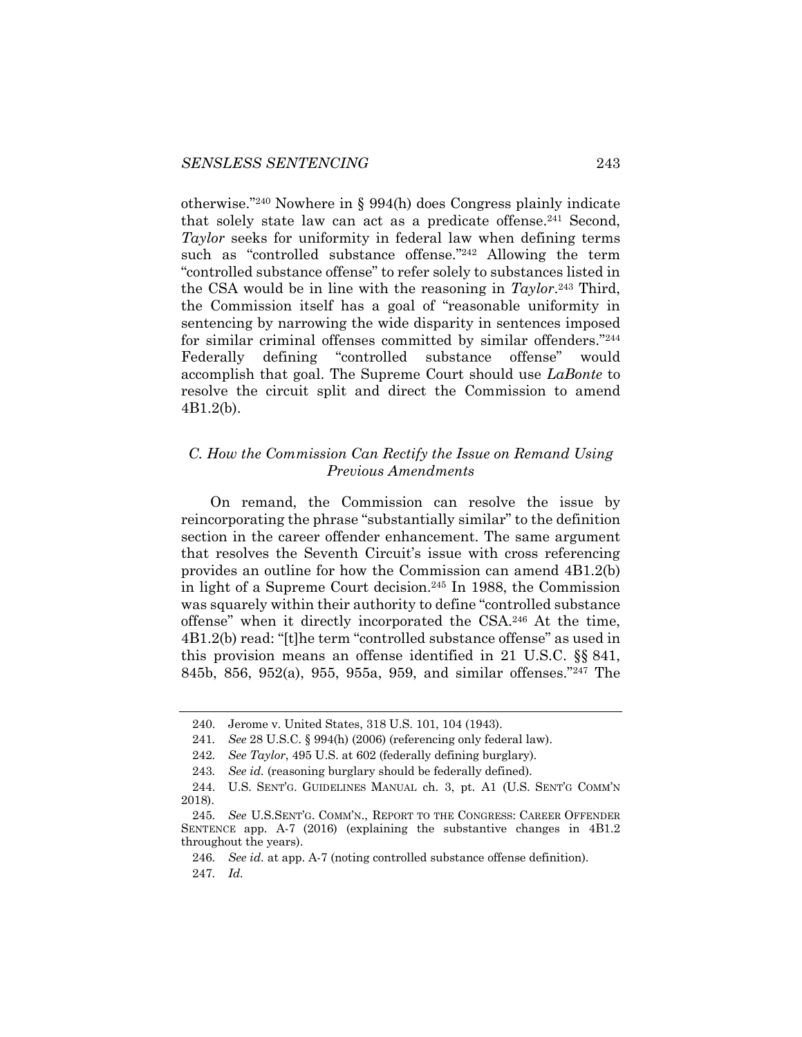otherwise."[240] Nowhere in § 994(h) does Congress plainly indicate that solely state law can act as a predicate offense.[241] Second, *Taylor* seeks for uniformity in federal law when defining terms such as "controlled substance offense."[242] Allowing the term "controlled substance offense" to refer solely to substances listed in the CSA would be in line with the reasoning in *Taylor*.[243] Third, the Commission itself has a goal of "reasonable uniformity in sentencing by narrowing the wide disparity in sentences imposed for similar criminal offenses committed by similar offenders."[244] Federally defining "controlled substance offense" would accomplish that goal. The Supreme Court should use *LaBonte* to resolve the circuit split and direct the Commission to amend 4B1.2(b).

### *C. How the Commission Can Rectify the Issue on Remand Using Previous Amendments*

On remand, the Commission can resolve the issue by reincorporating the phrase "substantially similar" to the definition section in the career offender enhancement. The same argument that resolves the Seventh Circuit's issue with cross referencing provides an outline for how the Commission can amend 4B1.2(b) in light of a Supreme Court decision.[245] In 1988, the Commission was squarely within their authority to define "controlled substance offense" when it directly incorporated the CSA.[246] At the time, 4B1.2(b) read: "[t]he term "controlled substance offense" as used in this provision means an offense identified in 21 U.S.C. §§ 841, 845b, 856, 952(a), 955, 955a, 959, and similar offenses."[247] The

---

240. Jerome v. United States, 318 U.S. 101, 104 (1943).

241. *See* 28 U.S.C. § 994(h) (2006) (referencing only federal law).

242. *See Taylor*, 495 U.S. at 602 (federally defining burglary).

243. *See id.* (reasoning burglary should be federally defined).

244. U.S. SENT'G. GUIDELINES MANUAL ch. 3, pt. A1 (U.S. SENT'G COMM'N 2018).

245. *See* U.S.SENT'G. COMM'N., REPORT TO THE CONGRESS: CAREER OFFENDER SENTENCE app. A-7 (2016) (explaining the substantive changes in 4B1.2 throughout the years).

246. *See id.* at app. A-7 (noting controlled substance offense definition).

247. *Id.*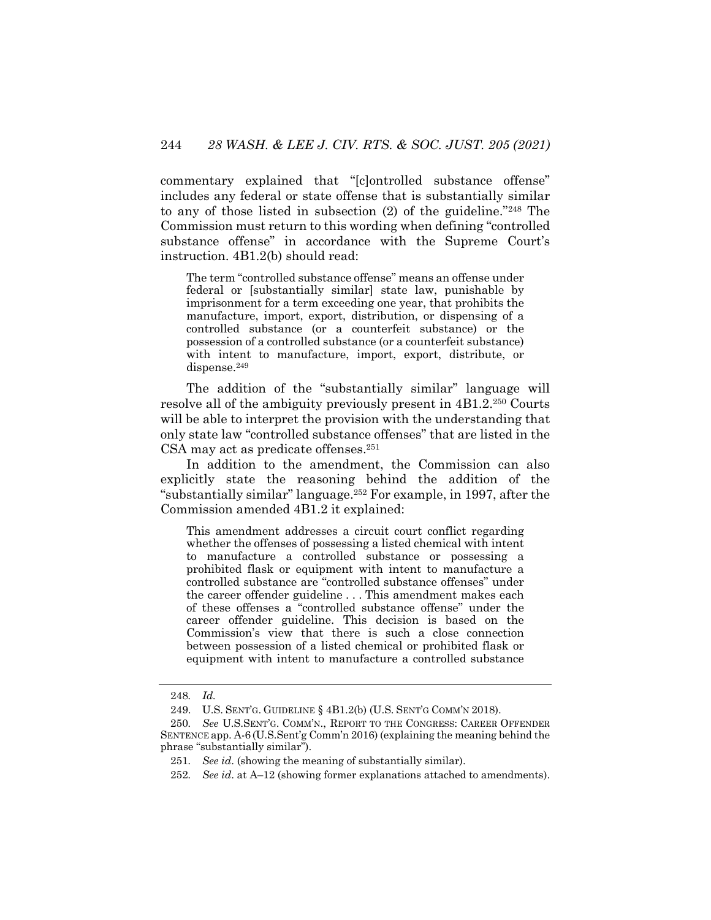commentary explained that "[c]ontrolled substance offense" includes any federal or state offense that is substantially similar to any of those listed in subsection (2) of the guideline."[248] The Commission must return to this wording when defining "controlled substance offense" in accordance with the Supreme Court's instruction. 4B1.2(b) should read:

> The term "controlled substance offense" means an offense under federal or [substantially similar] state law, punishable by imprisonment for a term exceeding one year, that prohibits the manufacture, import, export, distribution, or dispensing of a controlled substance (or a counterfeit substance) or the possession of a controlled substance (or a counterfeit substance) with intent to manufacture, import, export, distribute, or dispense.[249]

The addition of the "substantially similar" language will resolve all of the ambiguity previously present in 4B1.2.[250] Courts will be able to interpret the provision with the understanding that only state law "controlled substance offenses" that are listed in the CSA may act as predicate offenses.[251]

In addition to the amendment, the Commission can also explicitly state the reasoning behind the addition of the "substantially similar" language.[252] For example, in 1997, after the Commission amended 4B1.2 it explained:

> This amendment addresses a circuit court conflict regarding whether the offenses of possessing a listed chemical with intent to manufacture a controlled substance or possessing a prohibited flask or equipment with intent to manufacture a controlled substance are "controlled substance offenses" under the career offender guideline . . . This amendment makes each of these offenses a "controlled substance offense" under the career offender guideline. This decision is based on the Commission's view that there is such a close connection between possession of a listed chemical or prohibited flask or equipment with intent to manufacture a controlled substance

---

248. *Id.*

249. U.S. SENT'G. GUIDELINE § 4B1.2(b) (U.S. SENT'G COMM'N 2018).

250. *See* U.S.SENT'G. COMM'N., REPORT TO THE CONGRESS: CAREER OFFENDER SENTENCE app. A-6 (U.S.Sent'g Comm'n 2016) (explaining the meaning behind the phrase "substantially similar").

251. *See id.* (showing the meaning of substantially similar).

252. *See id.* at A–12 (showing former explanations attached to amendments).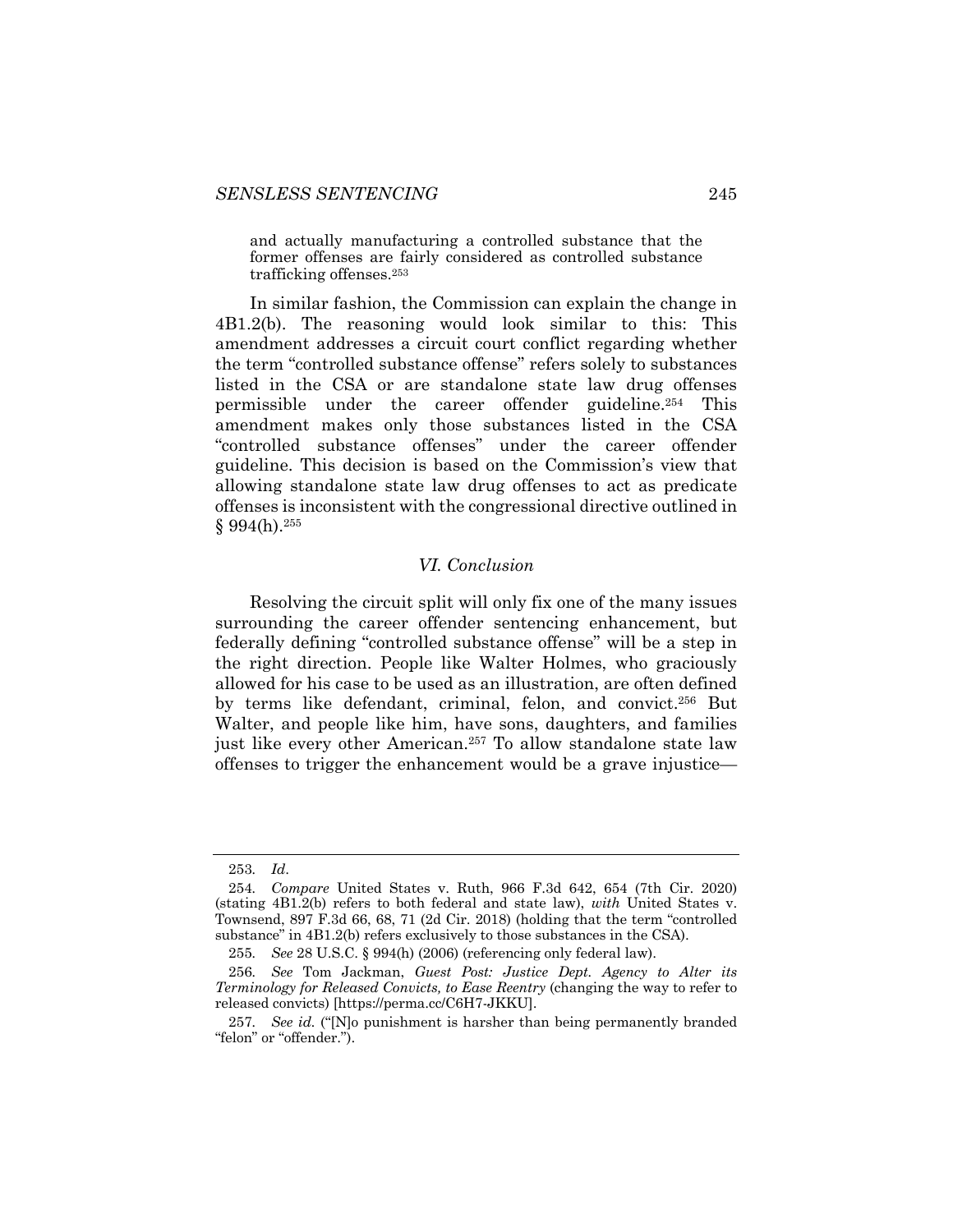> and actually manufacturing a controlled substance that the former offenses are fairly considered as controlled substance trafficking offenses.[253]

In similar fashion, the Commission can explain the change in 4B1.2(b). The reasoning would look similar to this: This amendment addresses a circuit court conflict regarding whether the term "controlled substance offense" refers solely to substances listed in the CSA or are standalone state law drug offenses permissible under the career offender guideline.[254] This amendment makes only those substances listed in the CSA "controlled substance offenses" under the career offender guideline. This decision is based on the Commission's view that allowing standalone state law drug offenses to act as predicate offenses is inconsistent with the congressional directive outlined in § 994(h).[255]

### *VI. Conclusion*

Resolving the circuit split will only fix one of the many issues surrounding the career offender sentencing enhancement, but federally defining "controlled substance offense" will be a step in the right direction. People like Walter Holmes, who graciously allowed for his case to be used as an illustration, are often defined by terms like defendant, criminal, felon, and convict.[256] But Walter, and people like him, have sons, daughters, and families just like every other American.[257] To allow standalone state law offenses to trigger the enhancement would be a grave injustice—

---

253. *Id*.

254. *Compare* United States v. Ruth, 966 F.3d 642, 654 (7th Cir. 2020) (stating 4B1.2(b) refers to both federal and state law), *with* United States v. Townsend, 897 F.3d 66, 68, 71 (2d Cir. 2018) (holding that the term "controlled substance" in 4B1.2(b) refers exclusively to those substances in the CSA).

255. *See* 28 U.S.C. § 994(h) (2006) (referencing only federal law).

256. *See* Tom Jackman, *Guest Post: Justice Dept. Agency to Alter its Terminology for Released Convicts, to Ease Reentry* (changing the way to refer to released convicts) [https://perma.cc/C6H7-JKKU].

257. *See id.* ("[N]o punishment is harsher than being permanently branded "felon" or "offender.").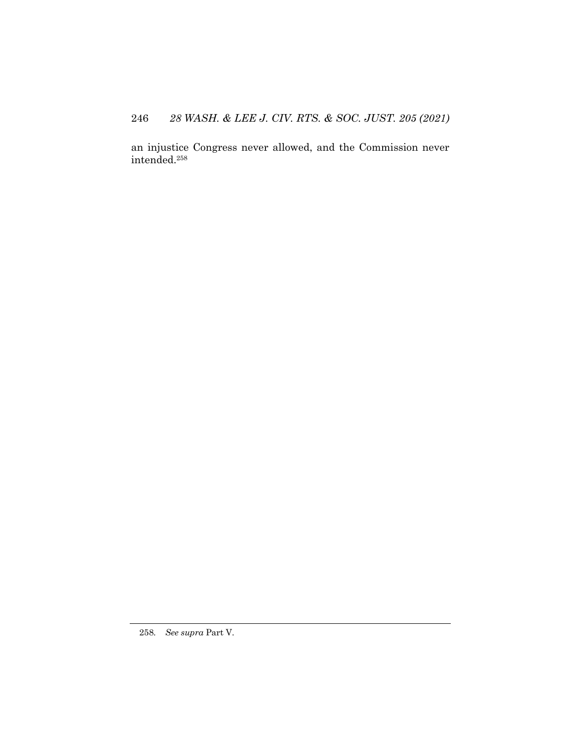an injustice Congress never allowed, and the Commission never intended.[258]

---

258. *See supra* Part V.